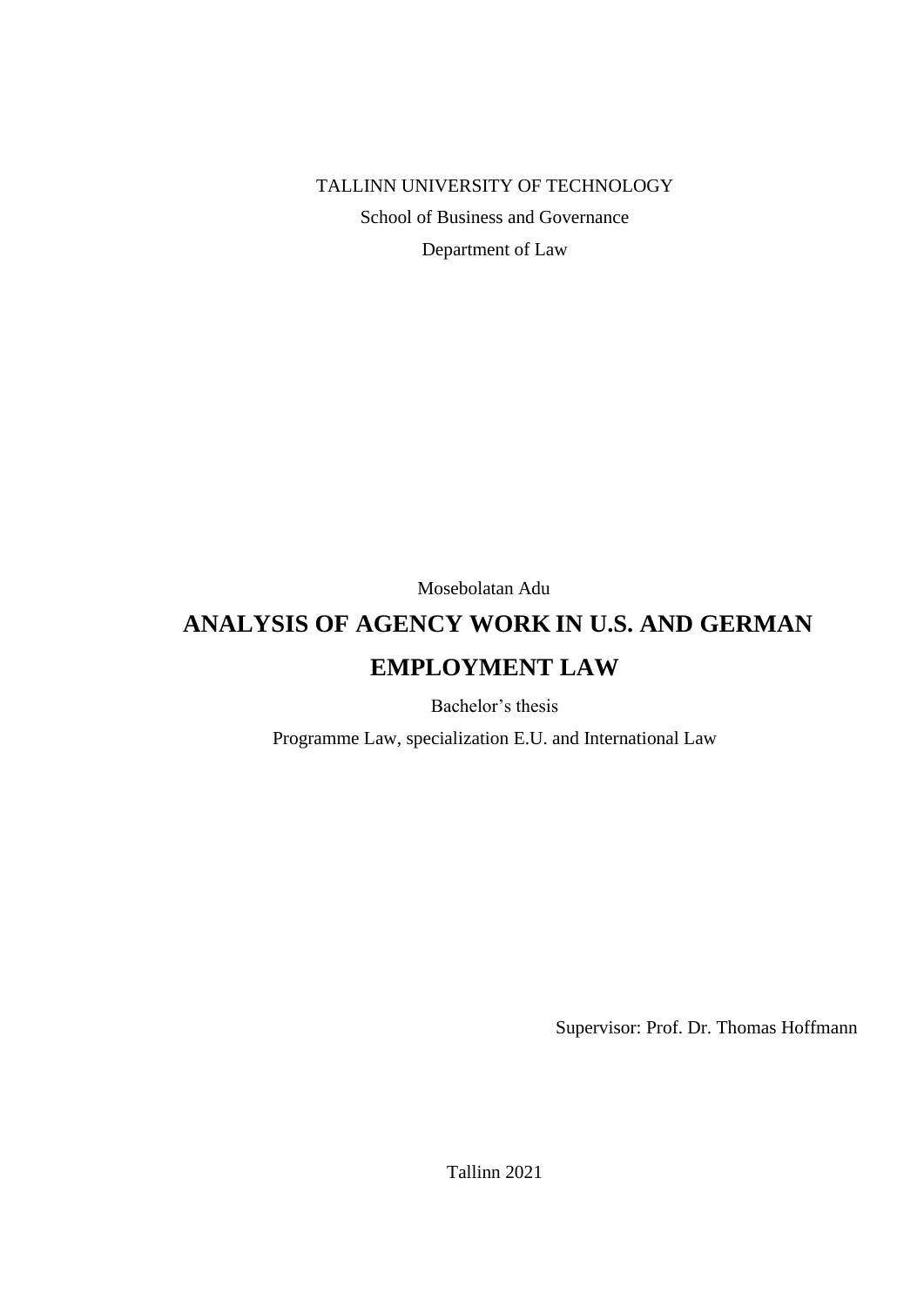TALLINN UNIVERSITY OF TECHNOLOGY

School of Business and Governance

Department of Law

Mosebolatan Adu

# ANALYSIS OF AGENCY WORK IN U.S. AND GERMAN EMPLOYMENT LAW

Bachelor's thesis

Programme Law, specialization E.U. and International Law

Supervisor: Prof. Dr. Thomas Hoffmann

Tallinn 2021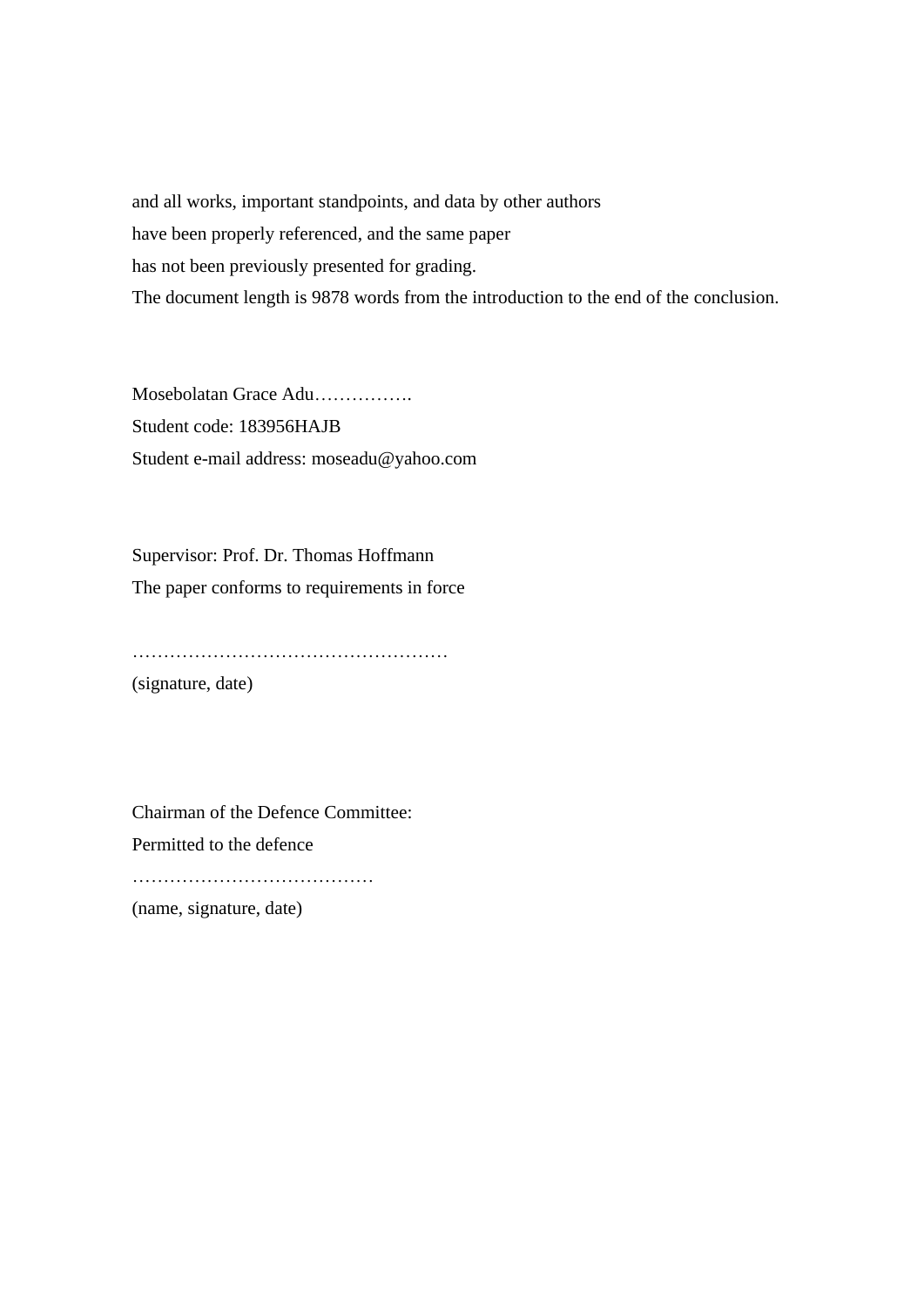and all works, important standpoints, and data by other authors
have been properly referenced, and the same paper
has not been previously presented for grading.
The document length is 9878 words from the introduction to the end of the conclusion.

Mosebolatan Grace Adu…………….
Student code: 183956HAJB
Student e-mail address: moseadu@yahoo.com

Supervisor: Prof. Dr. Thomas Hoffmann
The paper conforms to requirements in force

……………………………………………
(signature, date)

Chairman of the Defence Committee:
Permitted to the defence
…………………………………
(name, signature, date)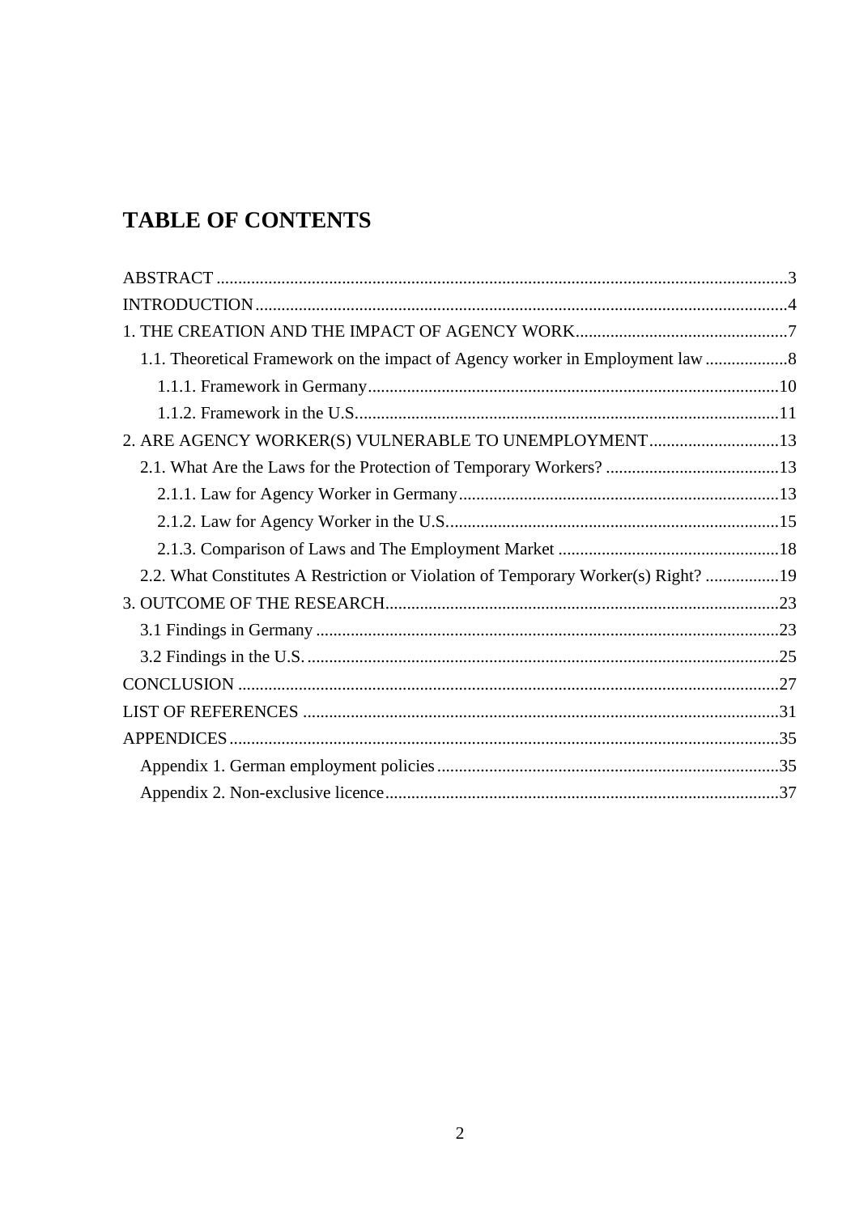# TABLE OF CONTENTS

ABSTRACT ..... 3
INTRODUCTION ..... 4
1. THE CREATION AND THE IMPACT OF AGENCY WORK ..... 7
  1.1. Theoretical Framework on the impact of Agency worker in Employment law ..... 8
    1.1.1. Framework in Germany ..... 10
    1.1.2. Framework in the U.S. ..... 11
2. ARE AGENCY WORKER(S) VULNERABLE TO UNEMPLOYMENT ..... 13
  2.1. What Are the Laws for the Protection of Temporary Workers? ..... 13
    2.1.1. Law for Agency Worker in Germany ..... 13
    2.1.2. Law for Agency Worker in the U.S. ..... 15
    2.1.3. Comparison of Laws and The Employment Market ..... 18
  2.2. What Constitutes A Restriction or Violation of Temporary Worker(s) Right? ..... 19
3. OUTCOME OF THE RESEARCH ..... 23
  3.1 Findings in Germany ..... 23
  3.2 Findings in the U.S. ..... 25
CONCLUSION ..... 27
LIST OF REFERENCES ..... 31
APPENDICES ..... 35
  Appendix 1. German employment policies ..... 35
  Appendix 2. Non-exclusive licence ..... 37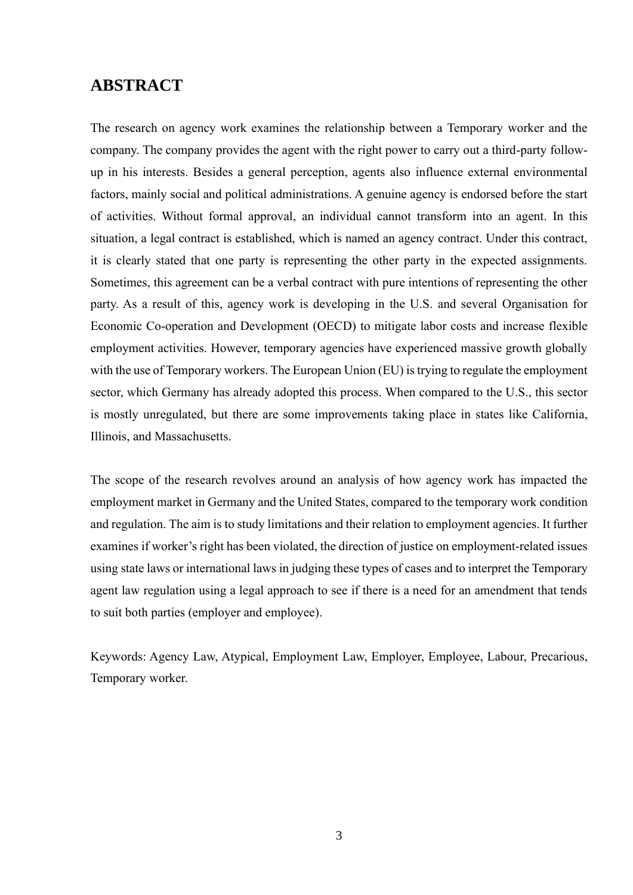## ABSTRACT

The research on agency work examines the relationship between a Temporary worker and the company. The company provides the agent with the right power to carry out a third-party follow-up in his interests. Besides a general perception, agents also influence external environmental factors, mainly social and political administrations. A genuine agency is endorsed before the start of activities. Without formal approval, an individual cannot transform into an agent. In this situation, a legal contract is established, which is named an agency contract. Under this contract, it is clearly stated that one party is representing the other party in the expected assignments. Sometimes, this agreement can be a verbal contract with pure intentions of representing the other party. As a result of this, agency work is developing in the U.S. and several Organisation for Economic Co-operation and Development (OECD) to mitigate labor costs and increase flexible employment activities. However, temporary agencies have experienced massive growth globally with the use of Temporary workers. The European Union (EU) is trying to regulate the employment sector, which Germany has already adopted this process. When compared to the U.S., this sector is mostly unregulated, but there are some improvements taking place in states like California, Illinois, and Massachusetts.

The scope of the research revolves around an analysis of how agency work has impacted the employment market in Germany and the United States, compared to the temporary work condition and regulation. The aim is to study limitations and their relation to employment agencies. It further examines if worker's right has been violated, the direction of justice on employment-related issues using state laws or international laws in judging these types of cases and to interpret the Temporary agent law regulation using a legal approach to see if there is a need for an amendment that tends to suit both parties (employer and employee).

Keywords: Agency Law, Atypical, Employment Law, Employer, Employee, Labour, Precarious, Temporary worker.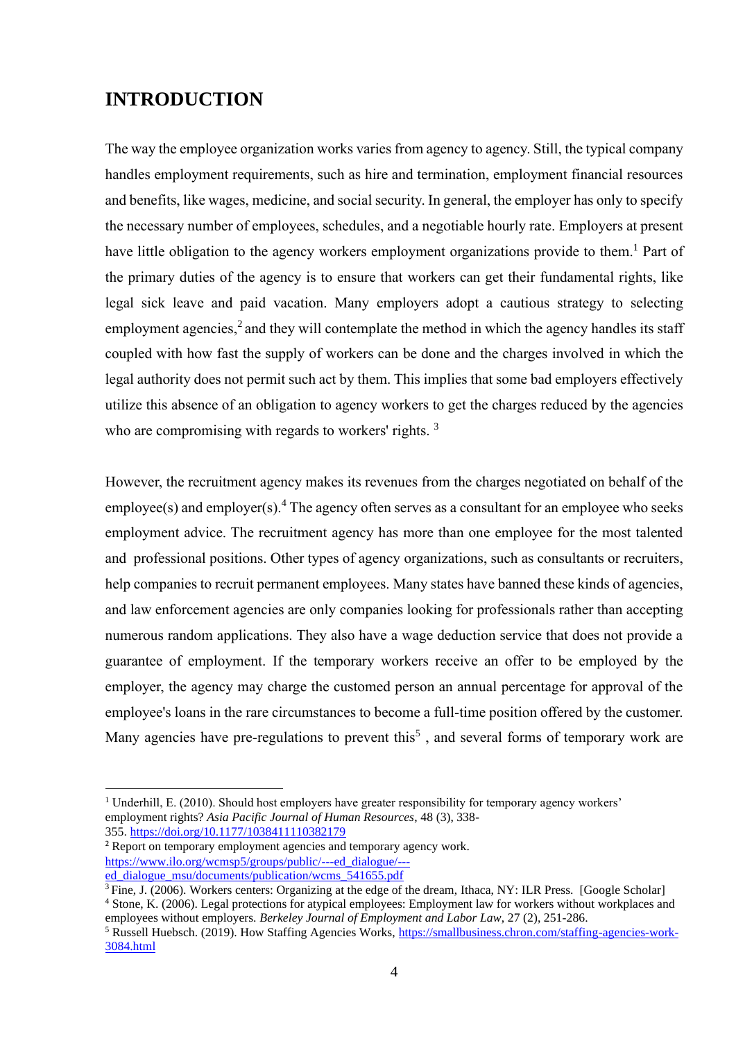## INTRODUCTION

The way the employee organization works varies from agency to agency. Still, the typical company handles employment requirements, such as hire and termination, employment financial resources and benefits, like wages, medicine, and social security. In general, the employer has only to specify the necessary number of employees, schedules, and a negotiable hourly rate. Employers at present have little obligation to the agency workers employment organizations provide to them.[1] Part of the primary duties of the agency is to ensure that workers can get their fundamental rights, like legal sick leave and paid vacation. Many employers adopt a cautious strategy to selecting employment agencies,[2] and they will contemplate the method in which the agency handles its staff coupled with how fast the supply of workers can be done and the charges involved in which the legal authority does not permit such act by them. This implies that some bad employers effectively utilize this absence of an obligation to agency workers to get the charges reduced by the agencies who are compromising with regards to workers' rights. [3]

However, the recruitment agency makes its revenues from the charges negotiated on behalf of the employee(s) and employer(s).[4] The agency often serves as a consultant for an employee who seeks employment advice. The recruitment agency has more than one employee for the most talented and professional positions. Other types of agency organizations, such as consultants or recruiters, help companies to recruit permanent employees. Many states have banned these kinds of agencies, and law enforcement agencies are only companies looking for professionals rather than accepting numerous random applications. They also have a wage deduction service that does not provide a guarantee of employment. If the temporary workers receive an offer to be employed by the employer, the agency may charge the customed person an annual percentage for approval of the employee's loans in the rare circumstances to become a full-time position offered by the customer. Many agencies have pre-regulations to prevent this[5] , and several forms of temporary work are

---

[1] Underhill, E. (2010). Should host employers have greater responsibility for temporary agency workers' employment rights? *Asia Pacific Journal of Human Resources*, 48 (3), 338-355. https://doi.org/10.1177/1038411110382179

[2] Report on temporary employment agencies and temporary agency work. https://www.ilo.org/wcmsp5/groups/public/---ed_dialogue/---ed_dialogue_msu/documents/publication/wcms_541655.pdf

[3] Fine, J. (2006). Workers centers: Organizing at the edge of the dream, Ithaca, NY: ILR Press. [Google Scholar]

[4] Stone, K. (2006). Legal protections for atypical employees: Employment law for workers without workplaces and employees without employers. *Berkeley Journal of Employment and Labor Law*, 27 (2), 251-286.

[5] Russell Huebsch. (2019). How Staffing Agencies Works, https://smallbusiness.chron.com/staffing-agencies-work-3084.html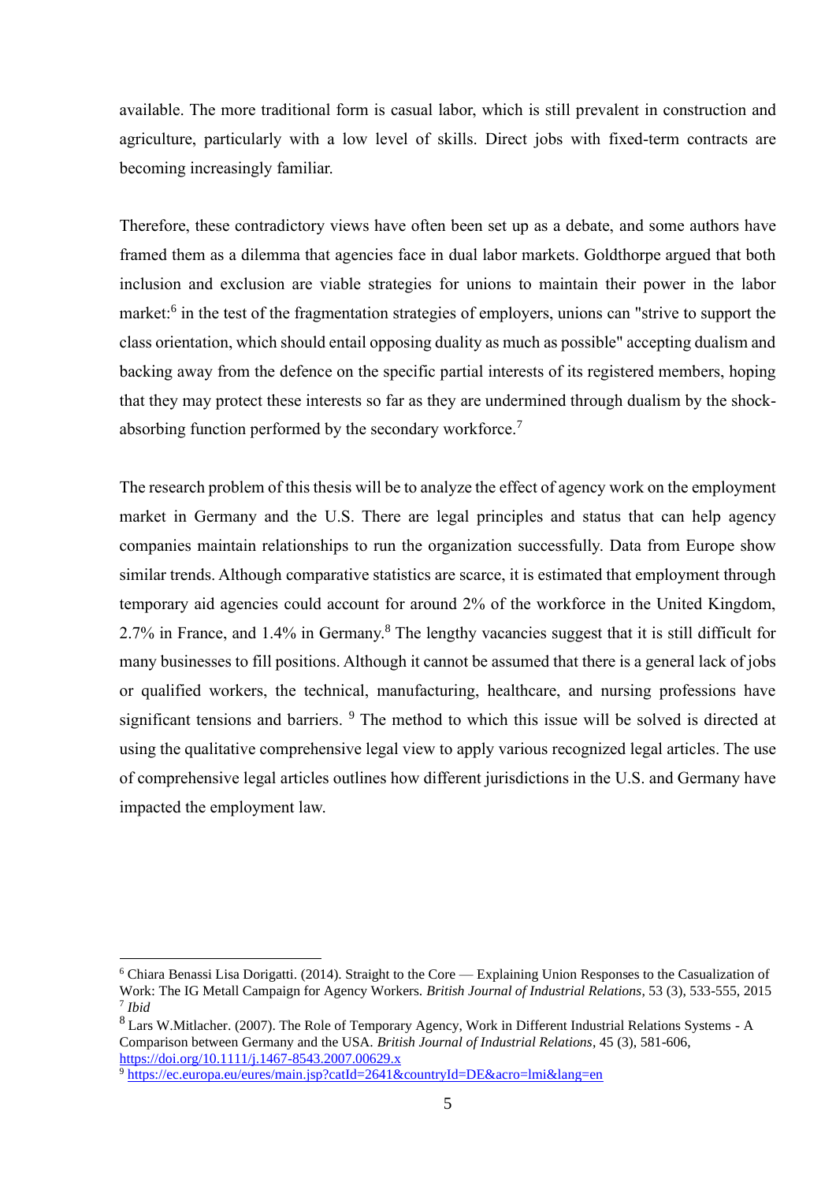available. The more traditional form is casual labor, which is still prevalent in construction and agriculture, particularly with a low level of skills. Direct jobs with fixed-term contracts are becoming increasingly familiar.

Therefore, these contradictory views have often been set up as a debate, and some authors have framed them as a dilemma that agencies face in dual labor markets. Goldthorpe argued that both inclusion and exclusion are viable strategies for unions to maintain their power in the labor market:[6] in the test of the fragmentation strategies of employers, unions can "strive to support the class orientation, which should entail opposing duality as much as possible" accepting dualism and backing away from the defence on the specific partial interests of its registered members, hoping that they may protect these interests so far as they are undermined through dualism by the shock-absorbing function performed by the secondary workforce.[7]

The research problem of this thesis will be to analyze the effect of agency work on the employment market in Germany and the U.S. There are legal principles and status that can help agency companies maintain relationships to run the organization successfully. Data from Europe show similar trends. Although comparative statistics are scarce, it is estimated that employment through temporary aid agencies could account for around 2% of the workforce in the United Kingdom, 2.7% in France, and 1.4% in Germany.[8] The lengthy vacancies suggest that it is still difficult for many businesses to fill positions. Although it cannot be assumed that there is a general lack of jobs or qualified workers, the technical, manufacturing, healthcare, and nursing professions have significant tensions and barriers. [9] The method to which this issue will be solved is directed at using the qualitative comprehensive legal view to apply various recognized legal articles. The use of comprehensive legal articles outlines how different jurisdictions in the U.S. and Germany have impacted the employment law.

---

[6] Chiara Benassi Lisa Dorigatti. (2014). Straight to the Core — Explaining Union Responses to the Casualization of Work: The IG Metall Campaign for Agency Workers. *British Journal of Industrial Relations*, 53 (3), 533-555, 2015

[7] *Ibid*

[8] Lars W.Mitlacher. (2007). The Role of Temporary Agency, Work in Different Industrial Relations Systems - A Comparison between Germany and the USA. *British Journal of Industrial Relations*, 45 (3), 581-606, https://doi.org/10.1111/j.1467-8543.2007.00629.x

[9] https://ec.europa.eu/eures/main.jsp?catId=2641&countryId=DE&acro=lmi&lang=en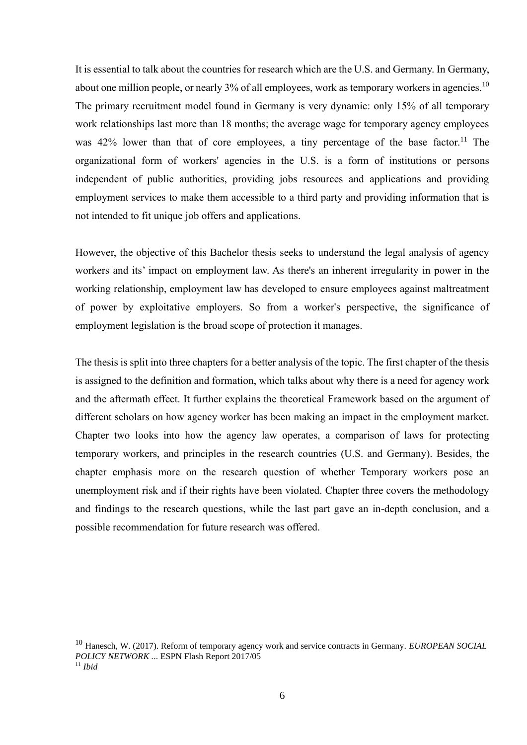It is essential to talk about the countries for research which are the U.S. and Germany. In Germany, about one million people, or nearly 3% of all employees, work as temporary workers in agencies.[10] The primary recruitment model found in Germany is very dynamic: only 15% of all temporary work relationships last more than 18 months; the average wage for temporary agency employees was 42% lower than that of core employees, a tiny percentage of the base factor.[11] The organizational form of workers' agencies in the U.S. is a form of institutions or persons independent of public authorities, providing jobs resources and applications and providing employment services to make them accessible to a third party and providing information that is not intended to fit unique job offers and applications.

However, the objective of this Bachelor thesis seeks to understand the legal analysis of agency workers and its' impact on employment law. As there's an inherent irregularity in power in the working relationship, employment law has developed to ensure employees against maltreatment of power by exploitative employers. So from a worker's perspective, the significance of employment legislation is the broad scope of protection it manages.

The thesis is split into three chapters for a better analysis of the topic. The first chapter of the thesis is assigned to the definition and formation, which talks about why there is a need for agency work and the aftermath effect. It further explains the theoretical Framework based on the argument of different scholars on how agency worker has been making an impact in the employment market. Chapter two looks into how the agency law operates, a comparison of laws for protecting temporary workers, and principles in the research countries (U.S. and Germany). Besides, the chapter emphasis more on the research question of whether Temporary workers pose an unemployment risk and if their rights have been violated. Chapter three covers the methodology and findings to the research questions, while the last part gave an in-depth conclusion, and a possible recommendation for future research was offered.

---

[10] Hanesch, W. (2017). Reform of temporary agency work and service contracts in Germany. *EUROPEAN SOCIAL POLICY NETWORK* ... ESPN Flash Report 2017/05

[11] *Ibid*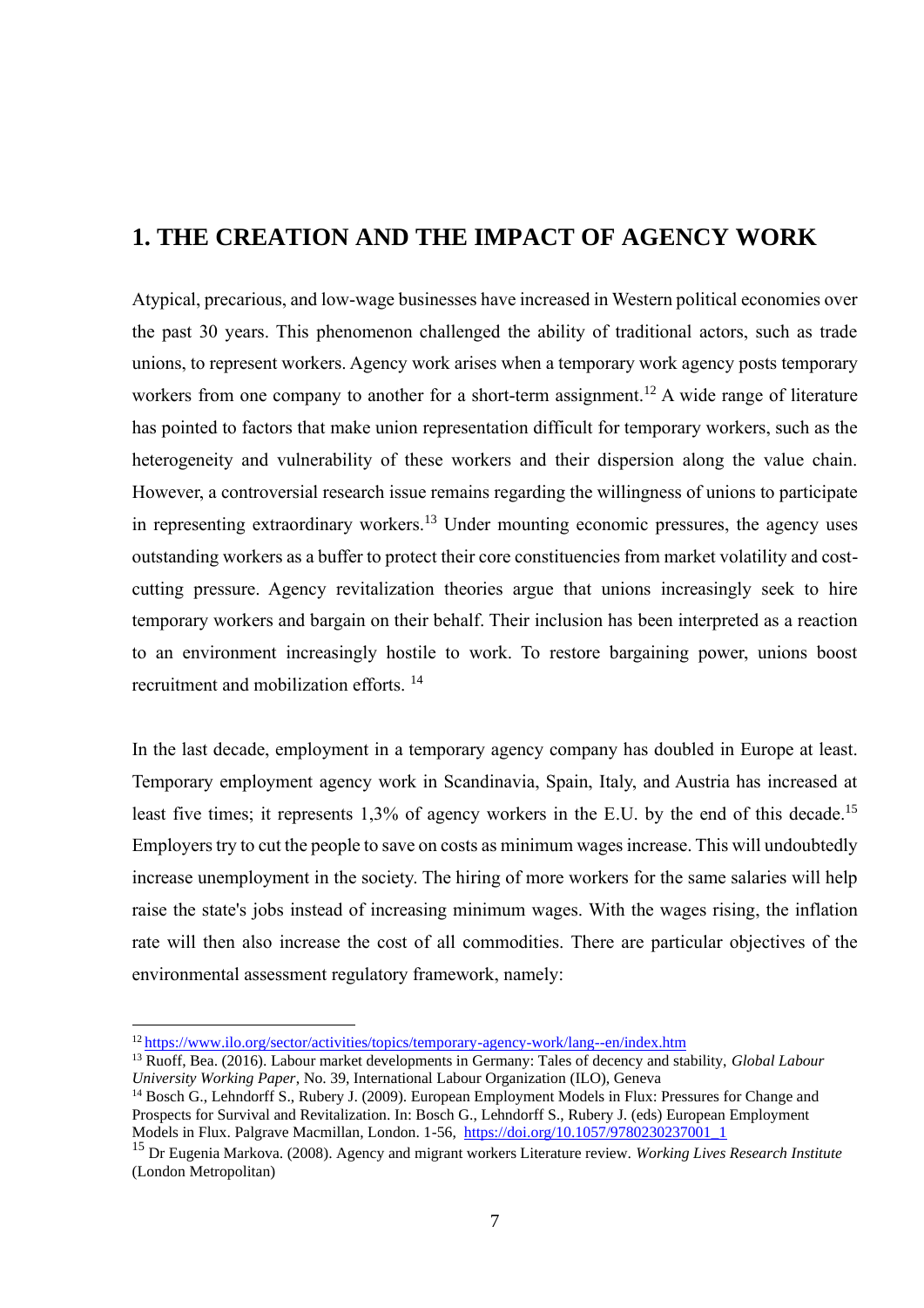# 1. THE CREATION AND THE IMPACT OF AGENCY WORK

Atypical, precarious, and low-wage businesses have increased in Western political economies over the past 30 years. This phenomenon challenged the ability of traditional actors, such as trade unions, to represent workers. Agency work arises when a temporary work agency posts temporary workers from one company to another for a short-term assignment.[12] A wide range of literature has pointed to factors that make union representation difficult for temporary workers, such as the heterogeneity and vulnerability of these workers and their dispersion along the value chain. However, a controversial research issue remains regarding the willingness of unions to participate in representing extraordinary workers.[13] Under mounting economic pressures, the agency uses outstanding workers as a buffer to protect their core constituencies from market volatility and cost-cutting pressure. Agency revitalization theories argue that unions increasingly seek to hire temporary workers and bargain on their behalf. Their inclusion has been interpreted as a reaction to an environment increasingly hostile to work. To restore bargaining power, unions boost recruitment and mobilization efforts. [14]

In the last decade, employment in a temporary agency company has doubled in Europe at least. Temporary employment agency work in Scandinavia, Spain, Italy, and Austria has increased at least five times; it represents 1,3% of agency workers in the E.U. by the end of this decade.[15] Employers try to cut the people to save on costs as minimum wages increase. This will undoubtedly increase unemployment in the society. The hiring of more workers for the same salaries will help raise the state's jobs instead of increasing minimum wages. With the wages rising, the inflation rate will then also increase the cost of all commodities. There are particular objectives of the environmental assessment regulatory framework, namely:

---

[12] https://www.ilo.org/sector/activities/topics/temporary-agency-work/lang--en/index.htm

[13] Ruoff, Bea. (2016). Labour market developments in Germany: Tales of decency and stability, *Global Labour University Working Paper*, No. 39, International Labour Organization (ILO), Geneva

[14] Bosch G., Lehndorff S., Rubery J. (2009). European Employment Models in Flux: Pressures for Change and Prospects for Survival and Revitalization. In: Bosch G., Lehndorff S., Rubery J. (eds) European Employment Models in Flux. Palgrave Macmillan, London. 1-56, https://doi.org/10.1057/9780230237001_1

[15] Dr Eugenia Markova. (2008). Agency and migrant workers Literature review. *Working Lives Research Institute* (London Metropolitan)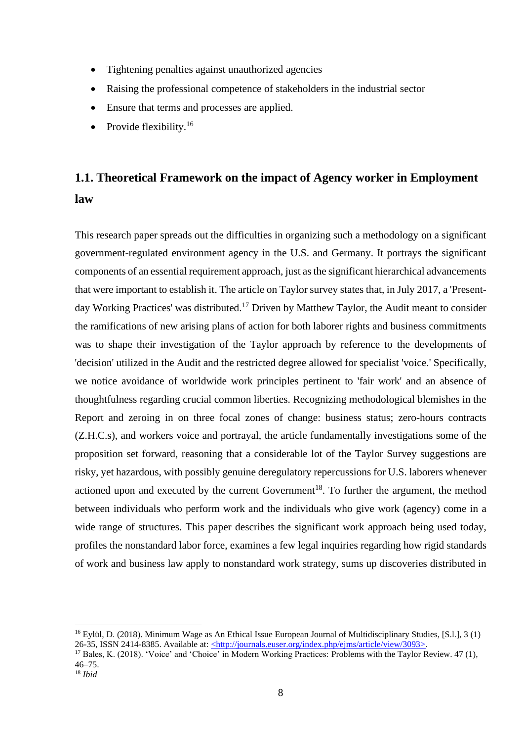- Tightening penalties against unauthorized agencies
- Raising the professional competence of stakeholders in the industrial sector
- Ensure that terms and processes are applied.
- Provide flexibility.[16]

## 1.1. Theoretical Framework on the impact of Agency worker in Employment law

This research paper spreads out the difficulties in organizing such a methodology on a significant government-regulated environment agency in the U.S. and Germany. It portrays the significant components of an essential requirement approach, just as the significant hierarchical advancements that were important to establish it. The article on Taylor survey states that, in July 2017, a 'Present-day Working Practices' was distributed.[17] Driven by Matthew Taylor, the Audit meant to consider the ramifications of new arising plans of action for both laborer rights and business commitments was to shape their investigation of the Taylor approach by reference to the developments of 'decision' utilized in the Audit and the restricted degree allowed for specialist 'voice.' Specifically, we notice avoidance of worldwide work principles pertinent to 'fair work' and an absence of thoughtfulness regarding crucial common liberties. Recognizing methodological blemishes in the Report and zeroing in on three focal zones of change: business status; zero-hours contracts (Z.H.C.s), and workers voice and portrayal, the article fundamentally investigations some of the proposition set forward, reasoning that a considerable lot of the Taylor Survey suggestions are risky, yet hazardous, with possibly genuine deregulatory repercussions for U.S. laborers whenever actioned upon and executed by the current Government[18]. To further the argument, the method between individuals who perform work and the individuals who give work (agency) come in a wide range of structures. This paper describes the significant work approach being used today, profiles the nonstandard labor force, examines a few legal inquiries regarding how rigid standards of work and business law apply to nonstandard work strategy, sums up discoveries distributed in

---

[16] Eylül, D. (2018). Minimum Wage as An Ethical Issue European Journal of Multidisciplinary Studies, [S.l.], 3 (1) 26-35, ISSN 2414-8385. Available at: <http://journals.euser.org/index.php/ejms/article/view/3093>.

[17] Bales, K. (2018). 'Voice' and 'Choice' in Modern Working Practices: Problems with the Taylor Review. 47 (1), 46–75.

[18] *Ibid*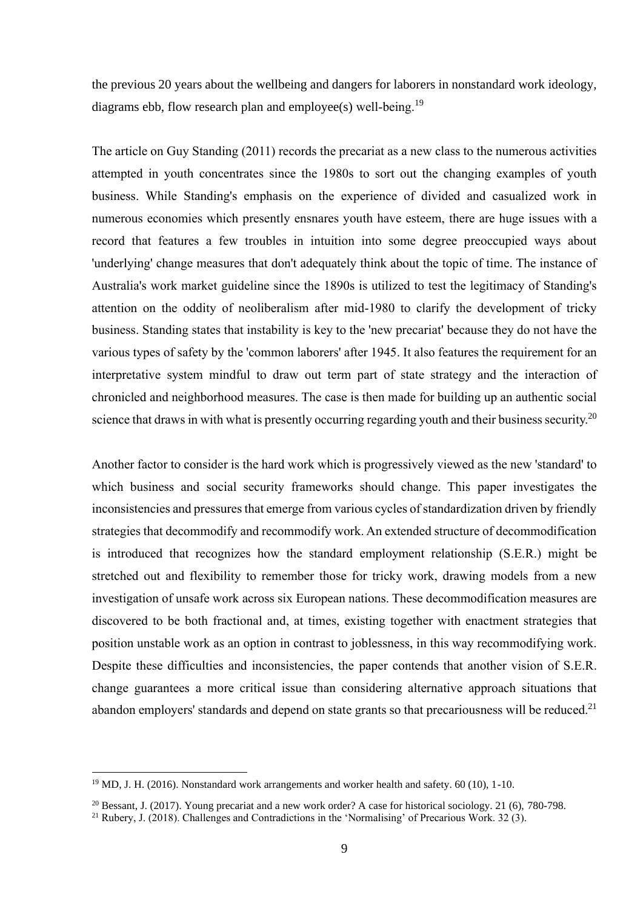the previous 20 years about the wellbeing and dangers for laborers in nonstandard work ideology, diagrams ebb, flow research plan and employee(s) well-being.[19]

The article on Guy Standing (2011) records the precariat as a new class to the numerous activities attempted in youth concentrates since the 1980s to sort out the changing examples of youth business. While Standing's emphasis on the experience of divided and casualized work in numerous economies which presently ensnares youth have esteem, there are huge issues with a record that features a few troubles in intuition into some degree preoccupied ways about 'underlying' change measures that don't adequately think about the topic of time. The instance of Australia's work market guideline since the 1890s is utilized to test the legitimacy of Standing's attention on the oddity of neoliberalism after mid-1980 to clarify the development of tricky business. Standing states that instability is key to the 'new precariat' because they do not have the various types of safety by the 'common laborers' after 1945. It also features the requirement for an interpretative system mindful to draw out term part of state strategy and the interaction of chronicled and neighborhood measures. The case is then made for building up an authentic social science that draws in with what is presently occurring regarding youth and their business security.[20]

Another factor to consider is the hard work which is progressively viewed as the new 'standard' to which business and social security frameworks should change. This paper investigates the inconsistencies and pressures that emerge from various cycles of standardization driven by friendly strategies that decommodify and recommodify work. An extended structure of decommodification is introduced that recognizes how the standard employment relationship (S.E.R.) might be stretched out and flexibility to remember those for tricky work, drawing models from a new investigation of unsafe work across six European nations. These decommodification measures are discovered to be both fractional and, at times, existing together with enactment strategies that position unstable work as an option in contrast to joblessness, in this way recommodifying work. Despite these difficulties and inconsistencies, the paper contends that another vision of S.E.R. change guarantees a more critical issue than considering alternative approach situations that abandon employers' standards and depend on state grants so that precariousness will be reduced.[21]

---

[19] MD, J. H. (2016). Nonstandard work arrangements and worker health and safety. 60 (10), 1-10.

[20] Bessant, J. (2017). Young precariat and a new work order? A case for historical sociology. 21 (6), 780-798.

[21] Rubery, J. (2018). Challenges and Contradictions in the 'Normalising' of Precarious Work. 32 (3).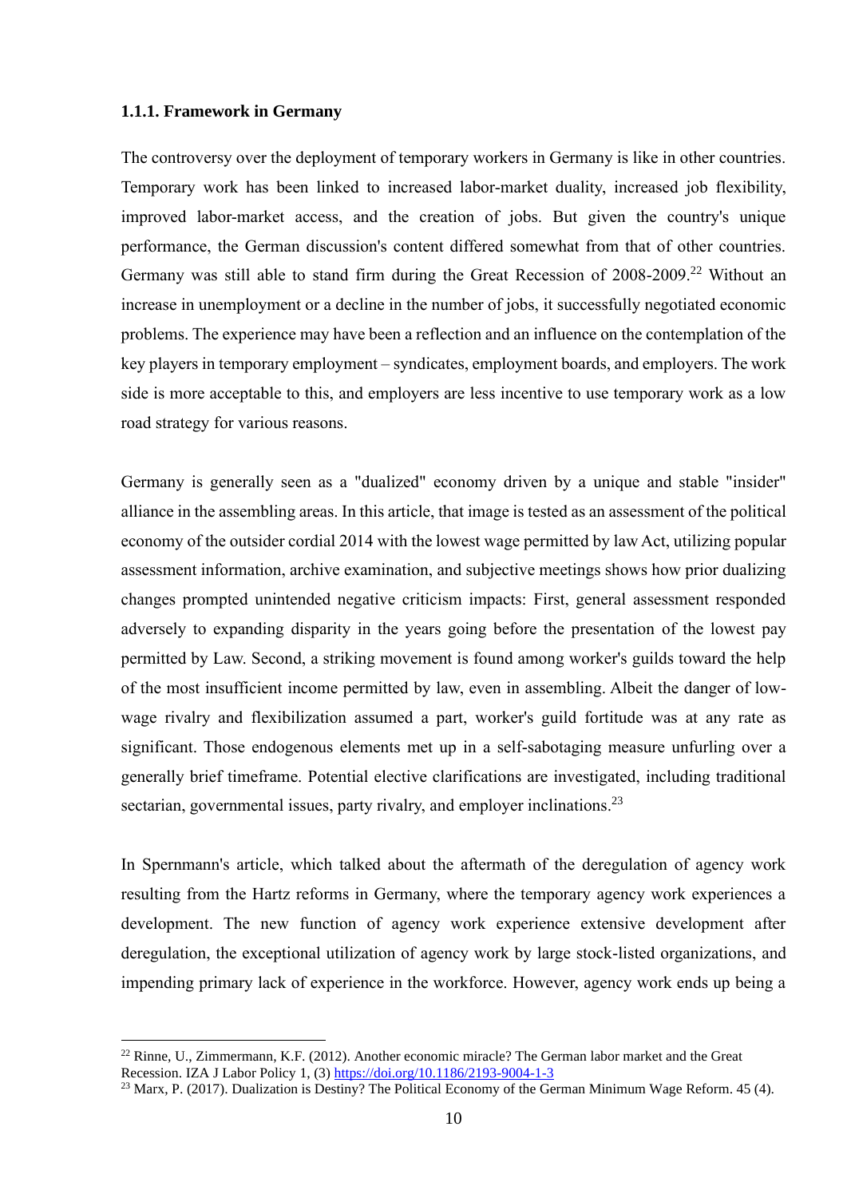### 1.1.1. Framework in Germany

The controversy over the deployment of temporary workers in Germany is like in other countries. Temporary work has been linked to increased labor-market duality, increased job flexibility, improved labor-market access, and the creation of jobs. But given the country's unique performance, the German discussion's content differed somewhat from that of other countries. Germany was still able to stand firm during the Great Recession of 2008-2009.[22] Without an increase in unemployment or a decline in the number of jobs, it successfully negotiated economic problems. The experience may have been a reflection and an influence on the contemplation of the key players in temporary employment – syndicates, employment boards, and employers. The work side is more acceptable to this, and employers are less incentive to use temporary work as a low road strategy for various reasons.

Germany is generally seen as a "dualized" economy driven by a unique and stable "insider" alliance in the assembling areas. In this article, that image is tested as an assessment of the political economy of the outsider cordial 2014 with the lowest wage permitted by law Act, utilizing popular assessment information, archive examination, and subjective meetings shows how prior dualizing changes prompted unintended negative criticism impacts: First, general assessment responded adversely to expanding disparity in the years going before the presentation of the lowest pay permitted by Law. Second, a striking movement is found among worker's guilds toward the help of the most insufficient income permitted by law, even in assembling. Albeit the danger of low-wage rivalry and flexibilization assumed a part, worker's guild fortitude was at any rate as significant. Those endogenous elements met up in a self-sabotaging measure unfurling over a generally brief timeframe. Potential elective clarifications are investigated, including traditional sectarian, governmental issues, party rivalry, and employer inclinations.[23]

In Spernmann's article, which talked about the aftermath of the deregulation of agency work resulting from the Hartz reforms in Germany, where the temporary agency work experiences a development. The new function of agency work experience extensive development after deregulation, the exceptional utilization of agency work by large stock-listed organizations, and impending primary lack of experience in the workforce. However, agency work ends up being a

---

[22] Rinne, U., Zimmermann, K.F. (2012). Another economic miracle? The German labor market and the Great Recession. IZA J Labor Policy 1, (3) https://doi.org/10.1186/2193-9004-1-3

[23] Marx, P. (2017). Dualization is Destiny? The Political Economy of the German Minimum Wage Reform. 45 (4).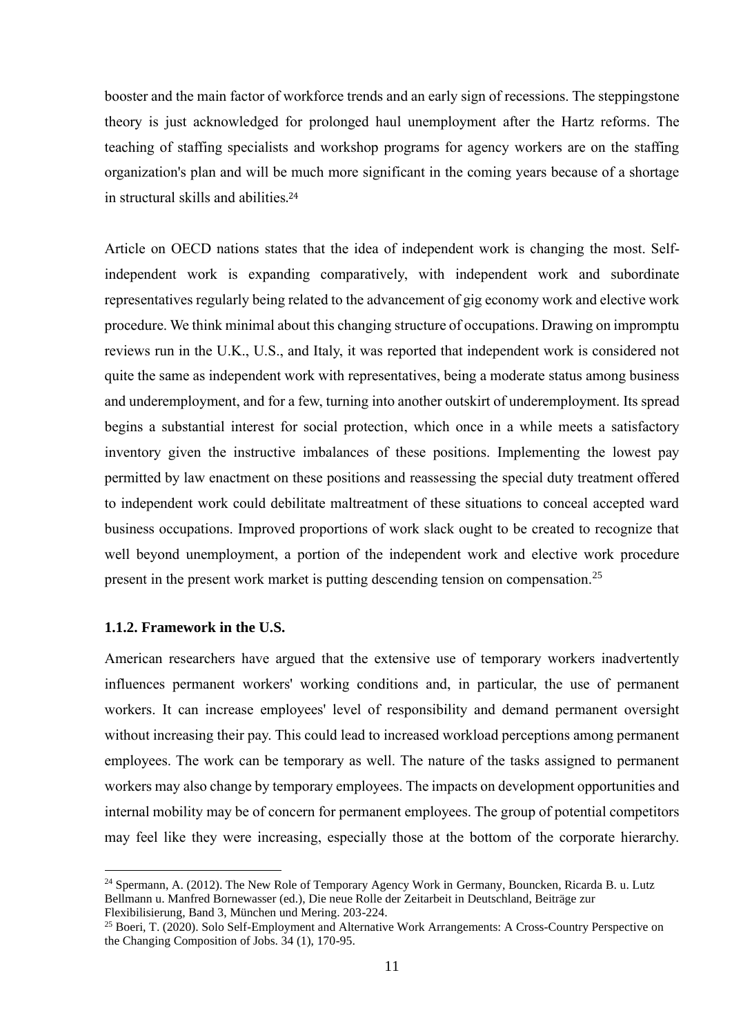booster and the main factor of workforce trends and an early sign of recessions. The steppingstone theory is just acknowledged for prolonged haul unemployment after the Hartz reforms. The teaching of staffing specialists and workshop programs for agency workers are on the staffing organization's plan and will be much more significant in the coming years because of a shortage in structural skills and abilities.[24]

Article on OECD nations states that the idea of independent work is changing the most. Self-independent work is expanding comparatively, with independent work and subordinate representatives regularly being related to the advancement of gig economy work and elective work procedure. We think minimal about this changing structure of occupations. Drawing on impromptu reviews run in the U.K., U.S., and Italy, it was reported that independent work is considered not quite the same as independent work with representatives, being a moderate status among business and underemployment, and for a few, turning into another outskirt of underemployment. Its spread begins a substantial interest for social protection, which once in a while meets a satisfactory inventory given the instructive imbalances of these positions. Implementing the lowest pay permitted by law enactment on these positions and reassessing the special duty treatment offered to independent work could debilitate maltreatment of these situations to conceal accepted ward business occupations. Improved proportions of work slack ought to be created to recognize that well beyond unemployment, a portion of the independent work and elective work procedure present in the present work market is putting descending tension on compensation.[25]

### 1.1.2. Framework in the U.S.

American researchers have argued that the extensive use of temporary workers inadvertently influences permanent workers' working conditions and, in particular, the use of permanent workers. It can increase employees' level of responsibility and demand permanent oversight without increasing their pay. This could lead to increased workload perceptions among permanent employees. The work can be temporary as well. The nature of the tasks assigned to permanent workers may also change by temporary employees. The impacts on development opportunities and internal mobility may be of concern for permanent employees. The group of potential competitors may feel like they were increasing, especially those at the bottom of the corporate hierarchy.

---

[24] Spermann, A. (2012). The New Role of Temporary Agency Work in Germany, Bouncken, Ricarda B. u. Lutz Bellmann u. Manfred Bornewasser (ed.), Die neue Rolle der Zeitarbeit in Deutschland, Beiträge zur Flexibilisierung, Band 3, München und Mering. 203-224.

[25] Boeri, T. (2020). Solo Self-Employment and Alternative Work Arrangements: A Cross-Country Perspective on the Changing Composition of Jobs. 34 (1), 170-95.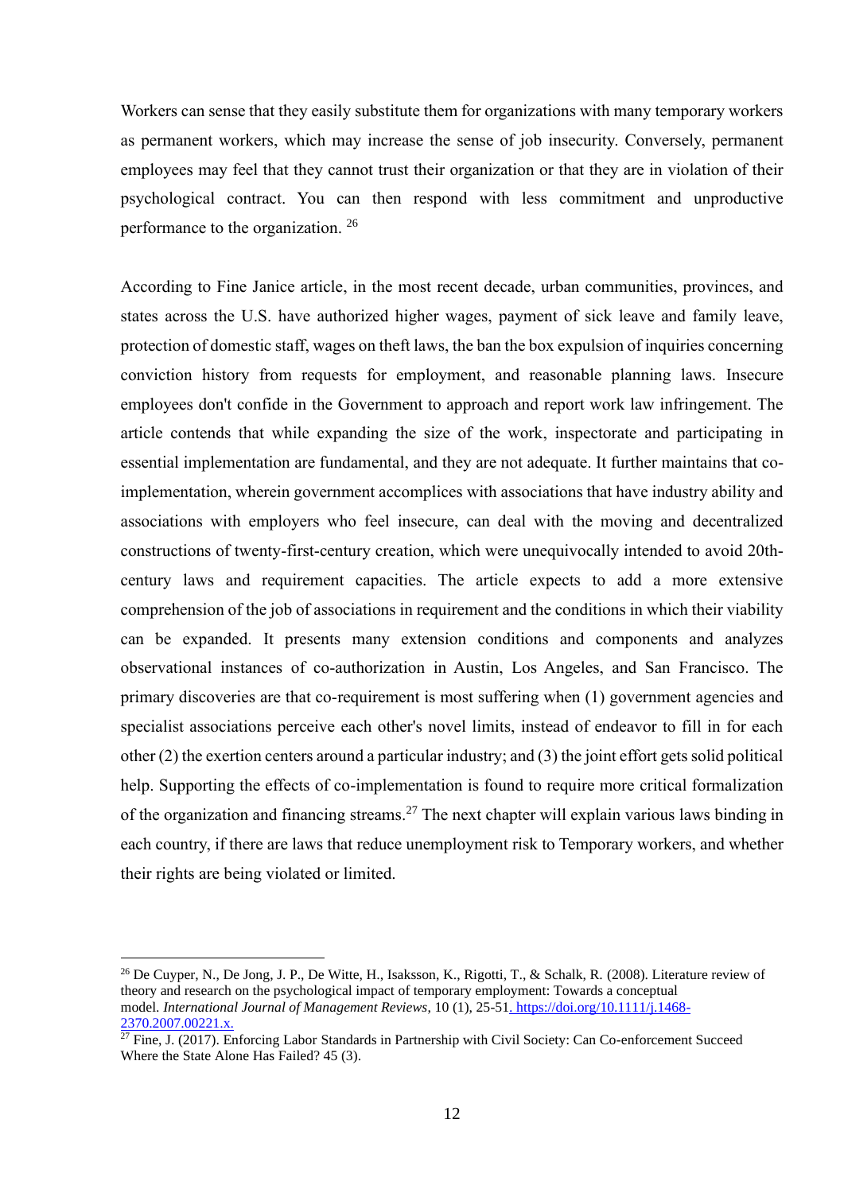Workers can sense that they easily substitute them for organizations with many temporary workers as permanent workers, which may increase the sense of job insecurity. Conversely, permanent employees may feel that they cannot trust their organization or that they are in violation of their psychological contract. You can then respond with less commitment and unproductive performance to the organization. [26]

According to Fine Janice article, in the most recent decade, urban communities, provinces, and states across the U.S. have authorized higher wages, payment of sick leave and family leave, protection of domestic staff, wages on theft laws, the ban the box expulsion of inquiries concerning conviction history from requests for employment, and reasonable planning laws. Insecure employees don't confide in the Government to approach and report work law infringement. The article contends that while expanding the size of the work, inspectorate and participating in essential implementation are fundamental, and they are not adequate. It further maintains that co-implementation, wherein government accomplices with associations that have industry ability and associations with employers who feel insecure, can deal with the moving and decentralized constructions of twenty-first-century creation, which were unequivocally intended to avoid 20th-century laws and requirement capacities. The article expects to add a more extensive comprehension of the job of associations in requirement and the conditions in which their viability can be expanded. It presents many extension conditions and components and analyzes observational instances of co-authorization in Austin, Los Angeles, and San Francisco. The primary discoveries are that co-requirement is most suffering when (1) government agencies and specialist associations perceive each other's novel limits, instead of endeavor to fill in for each other (2) the exertion centers around a particular industry; and (3) the joint effort gets solid political help. Supporting the effects of co-implementation is found to require more critical formalization of the organization and financing streams.[27] The next chapter will explain various laws binding in each country, if there are laws that reduce unemployment risk to Temporary workers, and whether their rights are being violated or limited.

---

[26] De Cuyper, N., De Jong, J. P., De Witte, H., Isaksson, K., Rigotti, T., & Schalk, R. (2008). Literature review of theory and research on the psychological impact of temporary employment: Towards a conceptual model. *International Journal of Management Reviews*, 10 (1), 25-51. https://doi.org/10.1111/j.1468-2370.2007.00221.x.

[27] Fine, J. (2017). Enforcing Labor Standards in Partnership with Civil Society: Can Co-enforcement Succeed Where the State Alone Has Failed? 45 (3).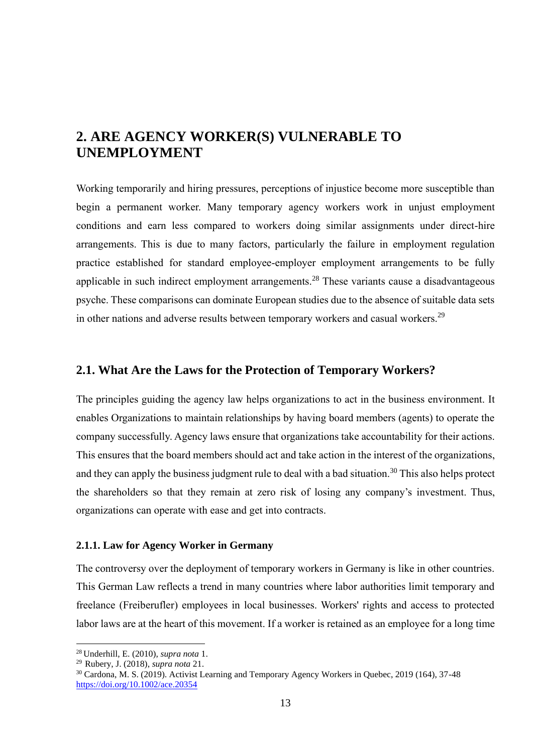## 2. ARE AGENCY WORKER(S) VULNERABLE TO UNEMPLOYMENT

Working temporarily and hiring pressures, perceptions of injustice become more susceptible than begin a permanent worker. Many temporary agency workers work in unjust employment conditions and earn less compared to workers doing similar assignments under direct-hire arrangements. This is due to many factors, particularly the failure in employment regulation practice established for standard employee-employer employment arrangements to be fully applicable in such indirect employment arrangements.[28] These variants cause a disadvantageous psyche. These comparisons can dominate European studies due to the absence of suitable data sets in other nations and adverse results between temporary workers and casual workers.[29]

### 2.1. What Are the Laws for the Protection of Temporary Workers?

The principles guiding the agency law helps organizations to act in the business environment. It enables Organizations to maintain relationships by having board members (agents) to operate the company successfully. Agency laws ensure that organizations take accountability for their actions. This ensures that the board members should act and take action in the interest of the organizations, and they can apply the business judgment rule to deal with a bad situation.[30] This also helps protect the shareholders so that they remain at zero risk of losing any company's investment. Thus, organizations can operate with ease and get into contracts.

#### 2.1.1. Law for Agency Worker in Germany

The controversy over the deployment of temporary workers in Germany is like in other countries. This German Law reflects a trend in many countries where labor authorities limit temporary and freelance (Freiberufler) employees in local businesses. Workers' rights and access to protected labor laws are at the heart of this movement. If a worker is retained as an employee for a long time

---

[28] Underhill, E. (2010), *supra nota* 1.

[29] Rubery, J. (2018), *supra nota* 21.

[30] Cardona, M. S. (2019). Activist Learning and Temporary Agency Workers in Quebec, 2019 (164), 37-48 https://doi.org/10.1002/ace.20354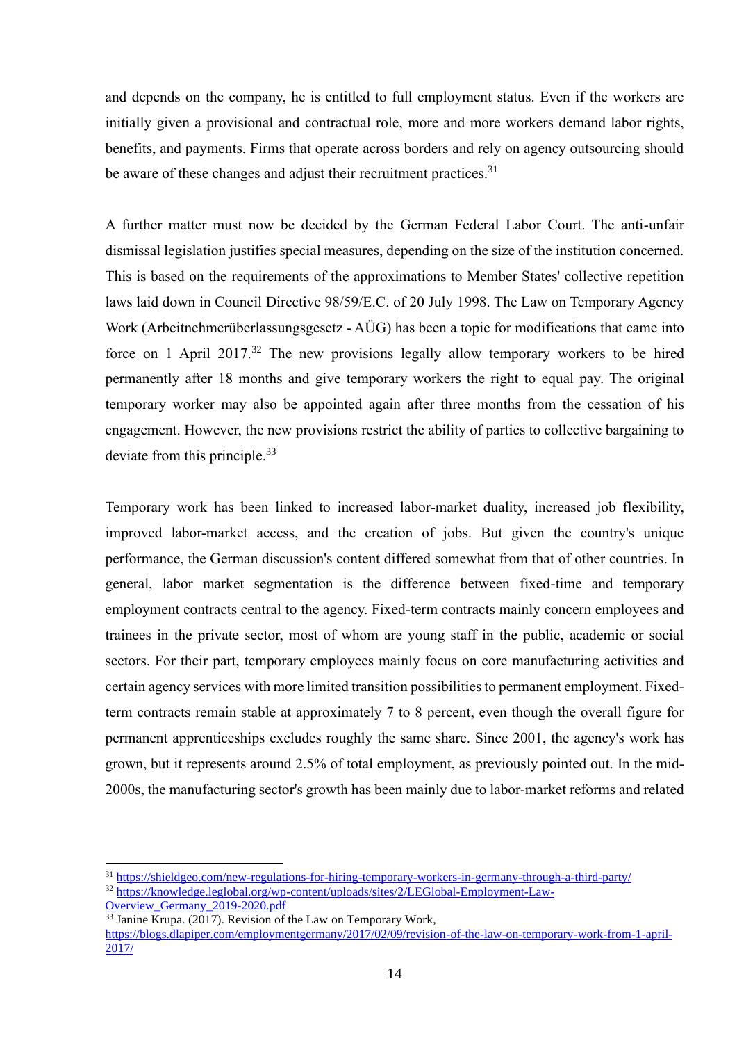and depends on the company, he is entitled to full employment status. Even if the workers are initially given a provisional and contractual role, more and more workers demand labor rights, benefits, and payments. Firms that operate across borders and rely on agency outsourcing should be aware of these changes and adjust their recruitment practices.[31]

A further matter must now be decided by the German Federal Labor Court. The anti-unfair dismissal legislation justifies special measures, depending on the size of the institution concerned. This is based on the requirements of the approximations to Member States' collective repetition laws laid down in Council Directive 98/59/E.C. of 20 July 1998. The Law on Temporary Agency Work (Arbeitnehmerüberlassungsgesetz - AÜG) has been a topic for modifications that came into force on 1 April 2017.[32] The new provisions legally allow temporary workers to be hired permanently after 18 months and give temporary workers the right to equal pay. The original temporary worker may also be appointed again after three months from the cessation of his engagement. However, the new provisions restrict the ability of parties to collective bargaining to deviate from this principle.[33]

Temporary work has been linked to increased labor-market duality, increased job flexibility, improved labor-market access, and the creation of jobs. But given the country's unique performance, the German discussion's content differed somewhat from that of other countries. In general, labor market segmentation is the difference between fixed-time and temporary employment contracts central to the agency. Fixed-term contracts mainly concern employees and trainees in the private sector, most of whom are young staff in the public, academic or social sectors. For their part, temporary employees mainly focus on core manufacturing activities and certain agency services with more limited transition possibilities to permanent employment. Fixed-term contracts remain stable at approximately 7 to 8 percent, even though the overall figure for permanent apprenticeships excludes roughly the same share. Since 2001, the agency's work has grown, but it represents around 2.5% of total employment, as previously pointed out. In the mid-2000s, the manufacturing sector's growth has been mainly due to labor-market reforms and related

---

[31] https://shieldgeo.com/new-regulations-for-hiring-temporary-workers-in-germany-through-a-third-party/

[32] https://knowledge.leglobal.org/wp-content/uploads/sites/2/LEGlobal-Employment-Law-Overview_Germany_2019-2020.pdf

[33] Janine Krupa. (2017). Revision of the Law on Temporary Work, https://blogs.dlapiper.com/employmentgermany/2017/02/09/revision-of-the-law-on-temporary-work-from-1-april-2017/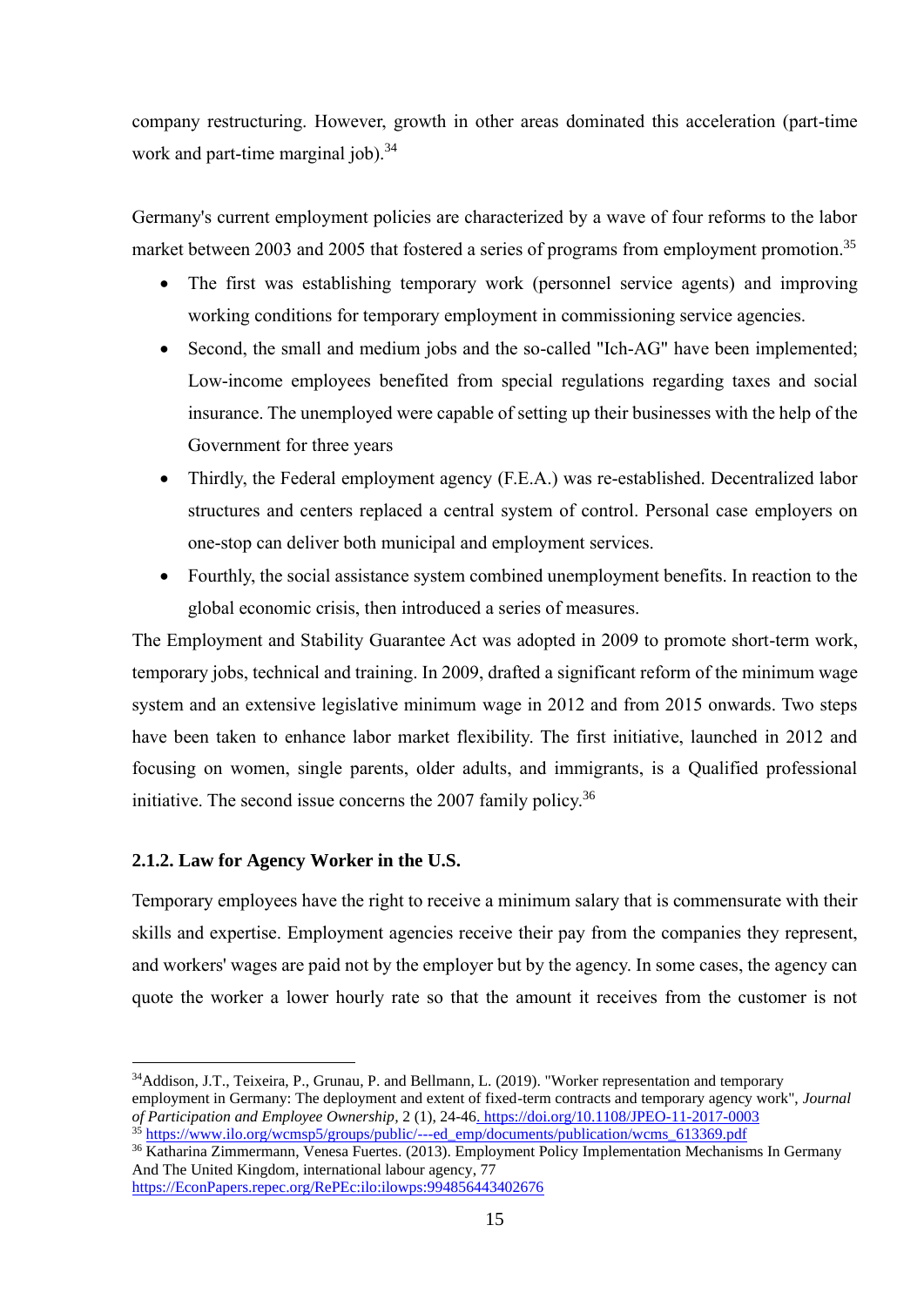company restructuring. However, growth in other areas dominated this acceleration (part-time work and part-time marginal job).[34]

Germany's current employment policies are characterized by a wave of four reforms to the labor market between 2003 and 2005 that fostered a series of programs from employment promotion.[35]

- The first was establishing temporary work (personnel service agents) and improving working conditions for temporary employment in commissioning service agencies.
- Second, the small and medium jobs and the so-called "Ich-AG" have been implemented; Low-income employees benefited from special regulations regarding taxes and social insurance. The unemployed were capable of setting up their businesses with the help of the Government for three years
- Thirdly, the Federal employment agency (F.E.A.) was re-established. Decentralized labor structures and centers replaced a central system of control. Personal case employers on one-stop can deliver both municipal and employment services.
- Fourthly, the social assistance system combined unemployment benefits. In reaction to the global economic crisis, then introduced a series of measures.

The Employment and Stability Guarantee Act was adopted in 2009 to promote short-term work, temporary jobs, technical and training. In 2009, drafted a significant reform of the minimum wage system and an extensive legislative minimum wage in 2012 and from 2015 onwards. Two steps have been taken to enhance labor market flexibility. The first initiative, launched in 2012 and focusing on women, single parents, older adults, and immigrants, is a Qualified professional initiative. The second issue concerns the 2007 family policy.[36]

### 2.1.2. Law for Agency Worker in the U.S.

Temporary employees have the right to receive a minimum salary that is commensurate with their skills and expertise. Employment agencies receive their pay from the companies they represent, and workers' wages are paid not by the employer but by the agency. In some cases, the agency can quote the worker a lower hourly rate so that the amount it receives from the customer is not

---

[34] Addison, J.T., Teixeira, P., Grunau, P. and Bellmann, L. (2019). "Worker representation and temporary employment in Germany: The deployment and extent of fixed-term contracts and temporary agency work", *Journal of Participation and Employee Ownership*, 2 (1), 24-46. https://doi.org/10.1108/JPEO-11-2017-0003

[35] https://www.ilo.org/wcmsp5/groups/public/---ed_emp/documents/publication/wcms_613369.pdf

[36] Katharina Zimmermann, Venesa Fuertes. (2013). Employment Policy Implementation Mechanisms In Germany And The United Kingdom, international labour agency, 77 https://EconPapers.repec.org/RePEc:ilo:ilowps:994856443402676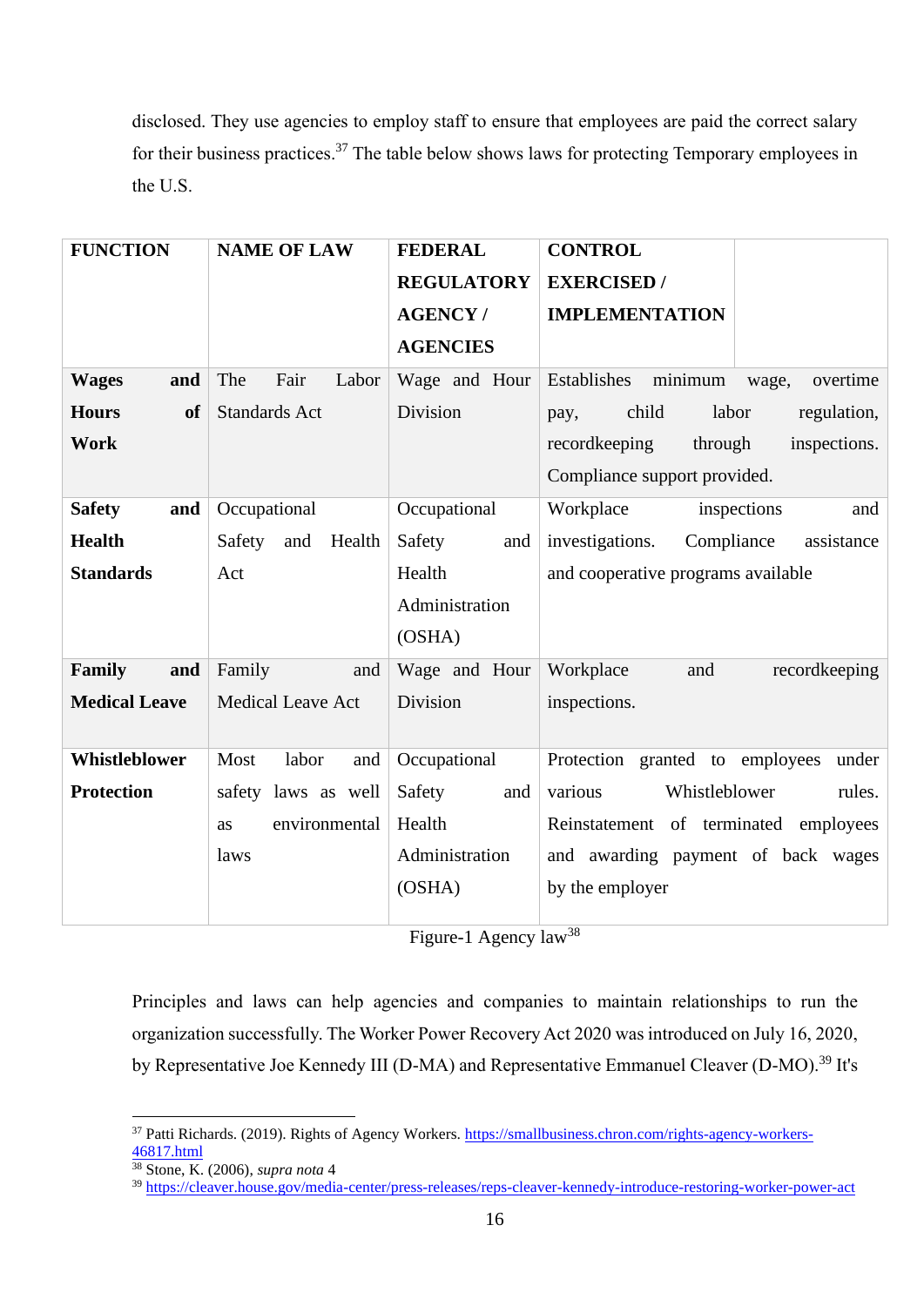disclosed. They use agencies to employ staff to ensure that employees are paid the correct salary for their business practices.[37] The table below shows laws for protecting Temporary employees in the U.S.

| **FUNCTION** | **NAME OF LAW** | **FEDERAL REGULATORY AGENCY / AGENCIES** | **CONTROL EXERCISED / IMPLEMENTATION** |
|---|---|---|---|
| **Wages and Hours of Work** | The Fair Labor Standards Act | Wage and Hour Division | Establishes minimum wage, overtime pay, child labor regulation, recordkeeping through inspections. Compliance support provided. |
| **Safety and Health Standards** | Occupational Safety and Health Act | Occupational Safety and Health Administration (OSHA) | Workplace inspections and investigations. Compliance assistance and cooperative programs available |
| **Family and Medical Leave** | Family and Medical Leave Act | Wage and Hour Division | Workplace and recordkeeping inspections. |
| **Whistleblower Protection** | Most labor and safety laws as well as environmental laws | Occupational Safety and Health Administration (OSHA) | Protection granted to employees under various Whistleblower rules. Reinstatement of terminated employees and awarding payment of back wages by the employer |

Figure-1 Agency law[38]

Principles and laws can help agencies and companies to maintain relationships to run the organization successfully. The Worker Power Recovery Act 2020 was introduced on July 16, 2020, by Representative Joe Kennedy III (D-MA) and Representative Emmanuel Cleaver (D-MO).[39] It's

---

[37] Patti Richards. (2019). Rights of Agency Workers. https://smallbusiness.chron.com/rights-agency-workers-46817.html

[38] Stone, K. (2006), *supra nota* 4

[39] https://cleaver.house.gov/media-center/press-releases/reps-cleaver-kennedy-introduce-restoring-worker-power-act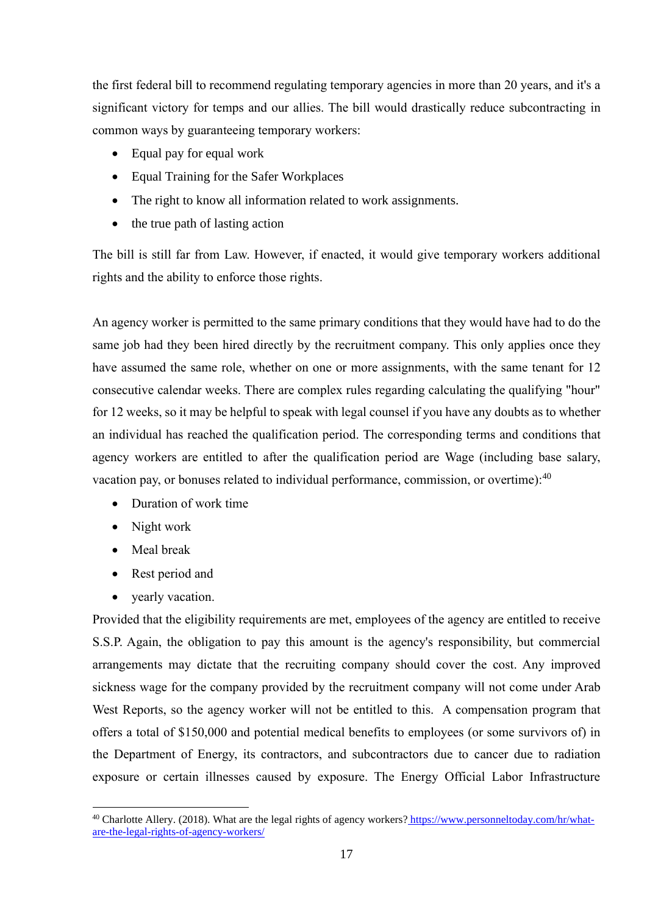the first federal bill to recommend regulating temporary agencies in more than 20 years, and it's a significant victory for temps and our allies. The bill would drastically reduce subcontracting in common ways by guaranteeing temporary workers:

- Equal pay for equal work
- Equal Training for the Safer Workplaces
- The right to know all information related to work assignments.
- the true path of lasting action

The bill is still far from Law. However, if enacted, it would give temporary workers additional rights and the ability to enforce those rights.

An agency worker is permitted to the same primary conditions that they would have had to do the same job had they been hired directly by the recruitment company. This only applies once they have assumed the same role, whether on one or more assignments, with the same tenant for 12 consecutive calendar weeks. There are complex rules regarding calculating the qualifying "hour" for 12 weeks, so it may be helpful to speak with legal counsel if you have any doubts as to whether an individual has reached the qualification period. The corresponding terms and conditions that agency workers are entitled to after the qualification period are Wage (including base salary, vacation pay, or bonuses related to individual performance, commission, or overtime):[40]

- Duration of work time
- Night work
- Meal break
- Rest period and
- yearly vacation.

Provided that the eligibility requirements are met, employees of the agency are entitled to receive S.S.P. Again, the obligation to pay this amount is the agency's responsibility, but commercial arrangements may dictate that the recruiting company should cover the cost. Any improved sickness wage for the company provided by the recruitment company will not come under Arab West Reports, so the agency worker will not be entitled to this. A compensation program that offers a total of $150,000 and potential medical benefits to employees (or some survivors of) in the Department of Energy, its contractors, and subcontractors due to cancer due to radiation exposure or certain illnesses caused by exposure. The Energy Official Labor Infrastructure

[40] Charlotte Allery. (2018). What are the legal rights of agency workers? https://www.personneltoday.com/hr/what-are-the-legal-rights-of-agency-workers/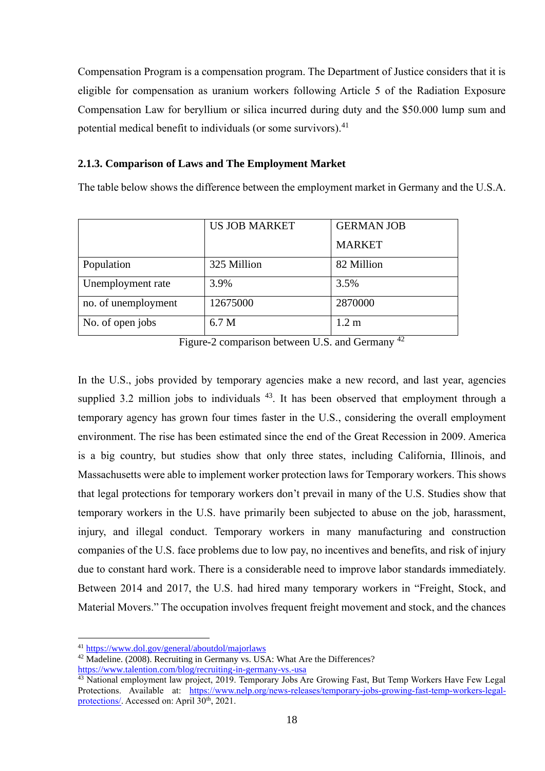Compensation Program is a compensation program. The Department of Justice considers that it is eligible for compensation as uranium workers following Article 5 of the Radiation Exposure Compensation Law for beryllium or silica incurred during duty and the $50.000 lump sum and potential medical benefit to individuals (or some survivors).[41]

### 2.1.3. Comparison of Laws and The Employment Market

The table below shows the difference between the employment market in Germany and the U.S.A.

| | US JOB MARKET | GERMAN JOB MARKET |
|---|---|---|
| Population | 325 Million | 82 Million |
| Unemployment rate | 3.9% | 3.5% |
| no. of unemployment | 12675000 | 2870000 |
| No. of open jobs | 6.7 M | 1.2 m |

Figure-2 comparison between U.S. and Germany [42]

In the U.S., jobs provided by temporary agencies make a new record, and last year, agencies supplied 3.2 million jobs to individuals [43]. It has been observed that employment through a temporary agency has grown four times faster in the U.S., considering the overall employment environment. The rise has been estimated since the end of the Great Recession in 2009. America is a big country, but studies show that only three states, including California, Illinois, and Massachusetts were able to implement worker protection laws for Temporary workers. This shows that legal protections for temporary workers don't prevail in many of the U.S. Studies show that temporary workers in the U.S. have primarily been subjected to abuse on the job, harassment, injury, and illegal conduct. Temporary workers in many manufacturing and construction companies of the U.S. face problems due to low pay, no incentives and benefits, and risk of injury due to constant hard work. There is a considerable need to improve labor standards immediately. Between 2014 and 2017, the U.S. had hired many temporary workers in "Freight, Stock, and Material Movers." The occupation involves frequent freight movement and stock, and the chances

---

[41] https://www.dol.gov/general/aboutdol/majorlaws

[42] Madeline. (2008). Recruiting in Germany vs. USA: What Are the Differences? https://www.talention.com/blog/recruiting-in-germany-vs.-usa

[43] National employment law project, 2019. Temporary Jobs Are Growing Fast, But Temp Workers Have Few Legal Protections. Available at: https://www.nelp.org/news-releases/temporary-jobs-growing-fast-temp-workers-legal-protections/. Accessed on: April 30th, 2021.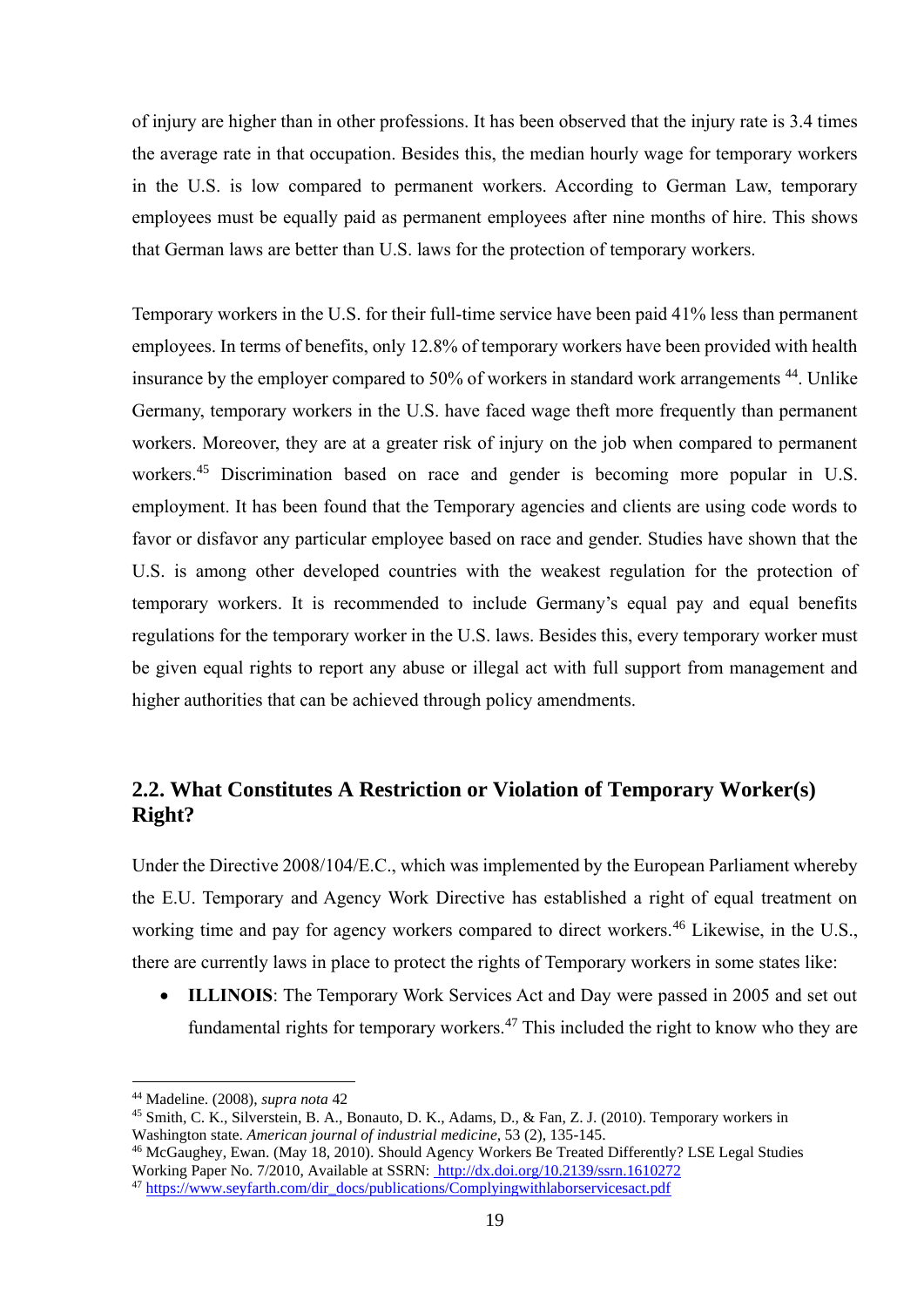of injury are higher than in other professions. It has been observed that the injury rate is 3.4 times the average rate in that occupation. Besides this, the median hourly wage for temporary workers in the U.S. is low compared to permanent workers. According to German Law, temporary employees must be equally paid as permanent employees after nine months of hire. This shows that German laws are better than U.S. laws for the protection of temporary workers.

Temporary workers in the U.S. for their full-time service have been paid 41% less than permanent employees. In terms of benefits, only 12.8% of temporary workers have been provided with health insurance by the employer compared to 50% of workers in standard work arrangements [44]. Unlike Germany, temporary workers in the U.S. have faced wage theft more frequently than permanent workers. Moreover, they are at a greater risk of injury on the job when compared to permanent workers.[45] Discrimination based on race and gender is becoming more popular in U.S. employment. It has been found that the Temporary agencies and clients are using code words to favor or disfavor any particular employee based on race and gender. Studies have shown that the U.S. is among other developed countries with the weakest regulation for the protection of temporary workers. It is recommended to include Germany's equal pay and equal benefits regulations for the temporary worker in the U.S. laws. Besides this, every temporary worker must be given equal rights to report any abuse or illegal act with full support from management and higher authorities that can be achieved through policy amendments.

## 2.2. What Constitutes A Restriction or Violation of Temporary Worker(s) Right?

Under the Directive 2008/104/E.C., which was implemented by the European Parliament whereby the E.U. Temporary and Agency Work Directive has established a right of equal treatment on working time and pay for agency workers compared to direct workers.[46] Likewise, in the U.S., there are currently laws in place to protect the rights of Temporary workers in some states like:

- **ILLINOIS**: The Temporary Work Services Act and Day were passed in 2005 and set out fundamental rights for temporary workers.[47] This included the right to know who they are

---

[44] Madeline. (2008), *supra nota* 42

[45] Smith, C. K., Silverstein, B. A., Bonauto, D. K., Adams, D., & Fan, Z. J. (2010). Temporary workers in Washington state. *American journal of industrial medicine*, 53 (2), 135-145.

[46] McGaughey, Ewan. (May 18, 2010). Should Agency Workers Be Treated Differently? LSE Legal Studies Working Paper No. 7/2010, Available at SSRN: http://dx.doi.org/10.2139/ssrn.1610272

[47] https://www.seyfarth.com/dir_docs/publications/Complyingwithlaborservicesact.pdf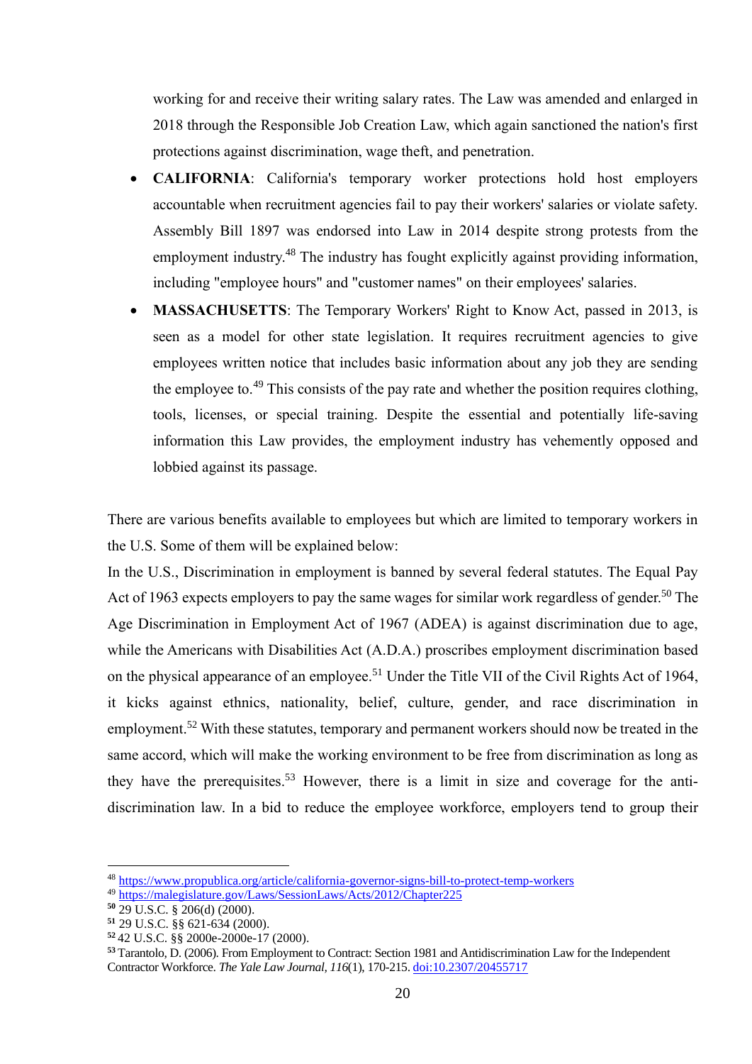working for and receive their writing salary rates. The Law was amended and enlarged in 2018 through the Responsible Job Creation Law, which again sanctioned the nation's first protections against discrimination, wage theft, and penetration.

- **CALIFORNIA**: California's temporary worker protections hold host employers accountable when recruitment agencies fail to pay their workers' salaries or violate safety. Assembly Bill 1897 was endorsed into Law in 2014 despite strong protests from the employment industry.[48] The industry has fought explicitly against providing information, including "employee hours" and "customer names" on their employees' salaries.
- **MASSACHUSETTS**: The Temporary Workers' Right to Know Act, passed in 2013, is seen as a model for other state legislation. It requires recruitment agencies to give employees written notice that includes basic information about any job they are sending the employee to.[49] This consists of the pay rate and whether the position requires clothing, tools, licenses, or special training. Despite the essential and potentially life-saving information this Law provides, the employment industry has vehemently opposed and lobbied against its passage.

There are various benefits available to employees but which are limited to temporary workers in the U.S. Some of them will be explained below:

In the U.S., Discrimination in employment is banned by several federal statutes. The Equal Pay Act of 1963 expects employers to pay the same wages for similar work regardless of gender.[50] The Age Discrimination in Employment Act of 1967 (ADEA) is against discrimination due to age, while the Americans with Disabilities Act (A.D.A.) proscribes employment discrimination based on the physical appearance of an employee.[51] Under the Title VII of the Civil Rights Act of 1964, it kicks against ethnics, nationality, belief, culture, gender, and race discrimination in employment.[52] With these statutes, temporary and permanent workers should now be treated in the same accord, which will make the working environment to be free from discrimination as long as they have the prerequisites.[53] However, there is a limit in size and coverage for the anti-discrimination law. In a bid to reduce the employee workforce, employers tend to group their

---

[48] https://www.propublica.org/article/california-governor-signs-bill-to-protect-temp-workers

[49] https://malegislature.gov/Laws/SessionLaws/Acts/2012/Chapter225

[50] 29 U.S.C. § 206(d) (2000).

[51] 29 U.S.C. §§ 621-634 (2000).

[52] 42 U.S.C. §§ 2000e-2000e-17 (2000).

[53] Tarantolo, D. (2006). From Employment to Contract: Section 1981 and Antidiscrimination Law for the Independent Contractor Workforce. *The Yale Law Journal, 116*(1), 170-215. doi:10.2307/20455717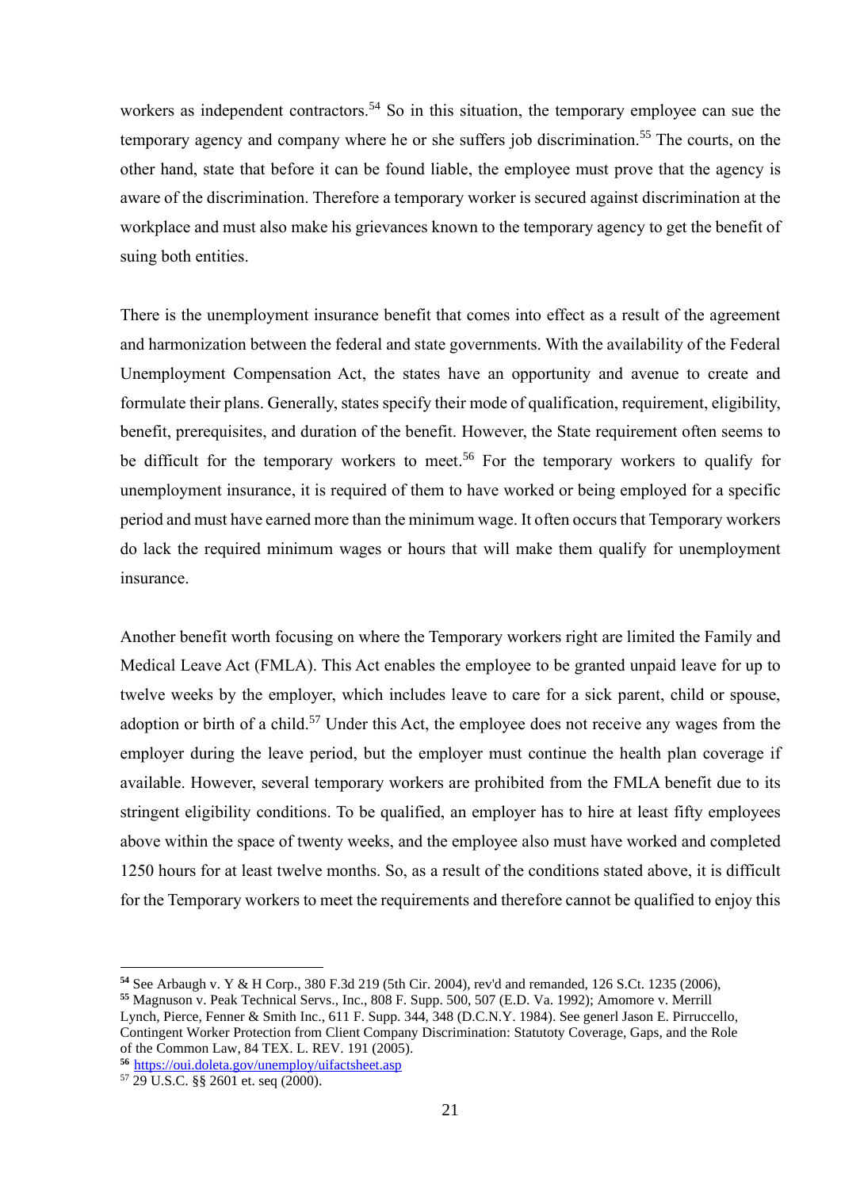workers as independent contractors.[54] So in this situation, the temporary employee can sue the temporary agency and company where he or she suffers job discrimination.[55] The courts, on the other hand, state that before it can be found liable, the employee must prove that the agency is aware of the discrimination. Therefore a temporary worker is secured against discrimination at the workplace and must also make his grievances known to the temporary agency to get the benefit of suing both entities.

There is the unemployment insurance benefit that comes into effect as a result of the agreement and harmonization between the federal and state governments. With the availability of the Federal Unemployment Compensation Act, the states have an opportunity and avenue to create and formulate their plans. Generally, states specify their mode of qualification, requirement, eligibility, benefit, prerequisites, and duration of the benefit. However, the State requirement often seems to be difficult for the temporary workers to meet.[56] For the temporary workers to qualify for unemployment insurance, it is required of them to have worked or being employed for a specific period and must have earned more than the minimum wage. It often occurs that Temporary workers do lack the required minimum wages or hours that will make them qualify for unemployment insurance.

Another benefit worth focusing on where the Temporary workers right are limited the Family and Medical Leave Act (FMLA). This Act enables the employee to be granted unpaid leave for up to twelve weeks by the employer, which includes leave to care for a sick parent, child or spouse, adoption or birth of a child.[57] Under this Act, the employee does not receive any wages from the employer during the leave period, but the employer must continue the health plan coverage if available. However, several temporary workers are prohibited from the FMLA benefit due to its stringent eligibility conditions. To be qualified, an employer has to hire at least fifty employees above within the space of twenty weeks, and the employee also must have worked and completed 1250 hours for at least twelve months. So, as a result of the conditions stated above, it is difficult for the Temporary workers to meet the requirements and therefore cannot be qualified to enjoy this

---

[54] See Arbaugh v. Y & H Corp., 380 F.3d 219 (5th Cir. 2004), rev'd and remanded, 126 S.Ct. 1235 (2006),

[55] Magnuson v. Peak Technical Servs., Inc., 808 F. Supp. 500, 507 (E.D. Va. 1992); Amomore v. Merrill Lynch, Pierce, Fenner & Smith Inc., 611 F. Supp. 344, 348 (D.C.N.Y. 1984). See generl Jason E. Pirruccello, Contingent Worker Protection from Client Company Discrimination: Statutoty Coverage, Gaps, and the Role of the Common Law, 84 TEX. L. REV. 191 (2005).

[56] https://oui.doleta.gov/unemploy/uifactsheet.asp

[57] 29 U.S.C. §§ 2601 et. seq (2000).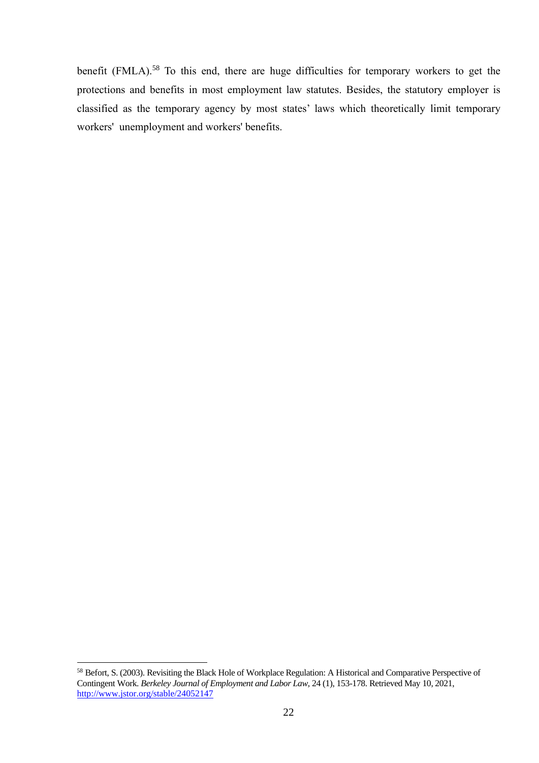benefit (FMLA).[58] To this end, there are huge difficulties for temporary workers to get the protections and benefits in most employment law statutes. Besides, the statutory employer is classified as the temporary agency by most states' laws which theoretically limit temporary workers' unemployment and workers' benefits.

---

[58] Befort, S. (2003). Revisiting the Black Hole of Workplace Regulation: A Historical and Comparative Perspective of Contingent Work. *Berkeley Journal of Employment and Labor Law,* 24 (1), 153-178. Retrieved May 10, 2021, http://www.jstor.org/stable/24052147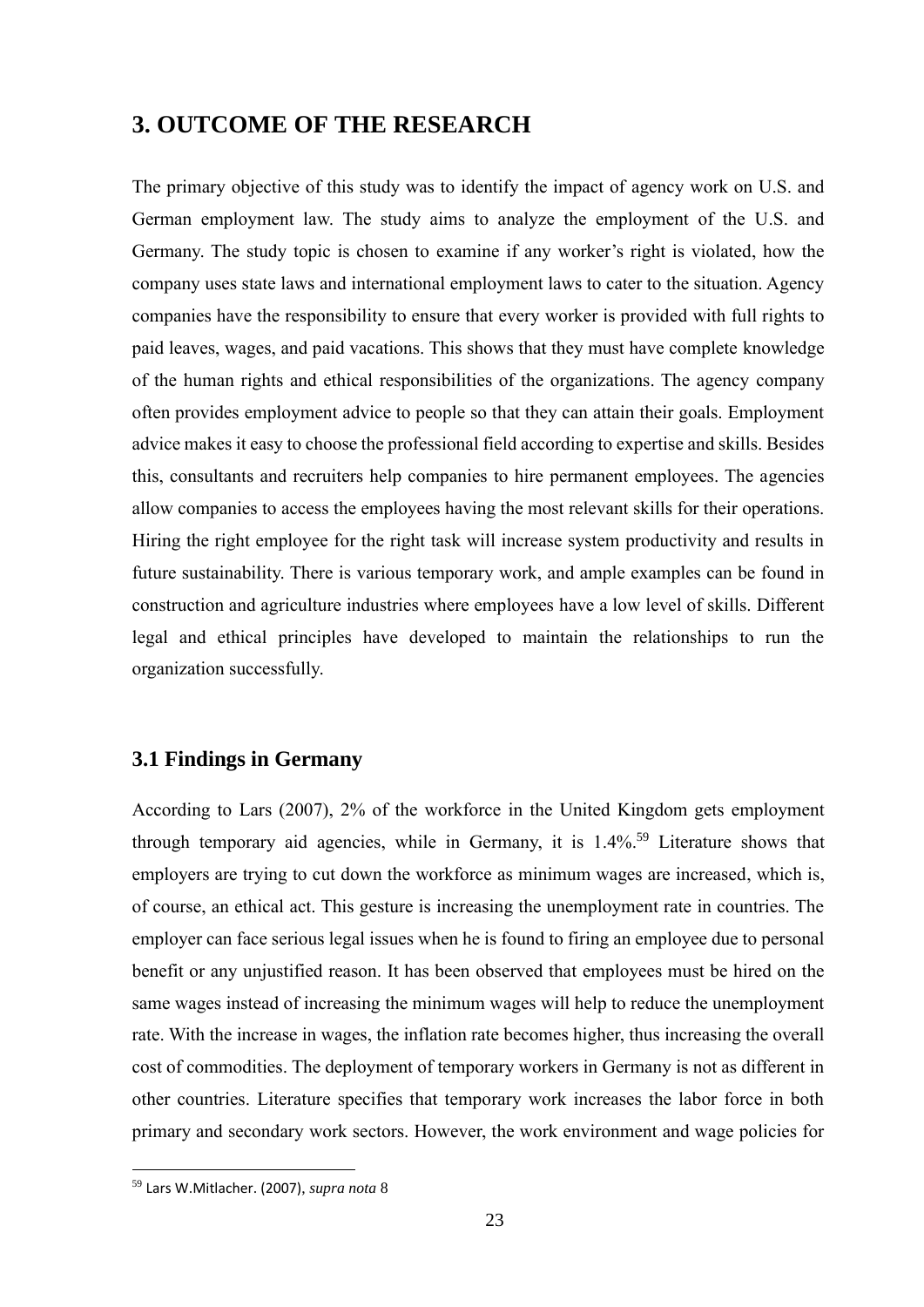# 3. OUTCOME OF THE RESEARCH

The primary objective of this study was to identify the impact of agency work on U.S. and German employment law. The study aims to analyze the employment of the U.S. and Germany. The study topic is chosen to examine if any worker's right is violated, how the company uses state laws and international employment laws to cater to the situation. Agency companies have the responsibility to ensure that every worker is provided with full rights to paid leaves, wages, and paid vacations. This shows that they must have complete knowledge of the human rights and ethical responsibilities of the organizations. The agency company often provides employment advice to people so that they can attain their goals. Employment advice makes it easy to choose the professional field according to expertise and skills. Besides this, consultants and recruiters help companies to hire permanent employees. The agencies allow companies to access the employees having the most relevant skills for their operations. Hiring the right employee for the right task will increase system productivity and results in future sustainability. There is various temporary work, and ample examples can be found in construction and agriculture industries where employees have a low level of skills. Different legal and ethical principles have developed to maintain the relationships to run the organization successfully.

## 3.1 Findings in Germany

According to Lars (2007), 2% of the workforce in the United Kingdom gets employment through temporary aid agencies, while in Germany, it is 1.4%.[59] Literature shows that employers are trying to cut down the workforce as minimum wages are increased, which is, of course, an ethical act. This gesture is increasing the unemployment rate in countries. The employer can face serious legal issues when he is found to firing an employee due to personal benefit or any unjustified reason. It has been observed that employees must be hired on the same wages instead of increasing the minimum wages will help to reduce the unemployment rate. With the increase in wages, the inflation rate becomes higher, thus increasing the overall cost of commodities. The deployment of temporary workers in Germany is not as different in other countries. Literature specifies that temporary work increases the labor force in both primary and secondary work sectors. However, the work environment and wage policies for

---

[59] Lars W.Mitlacher. (2007), *supra nota* 8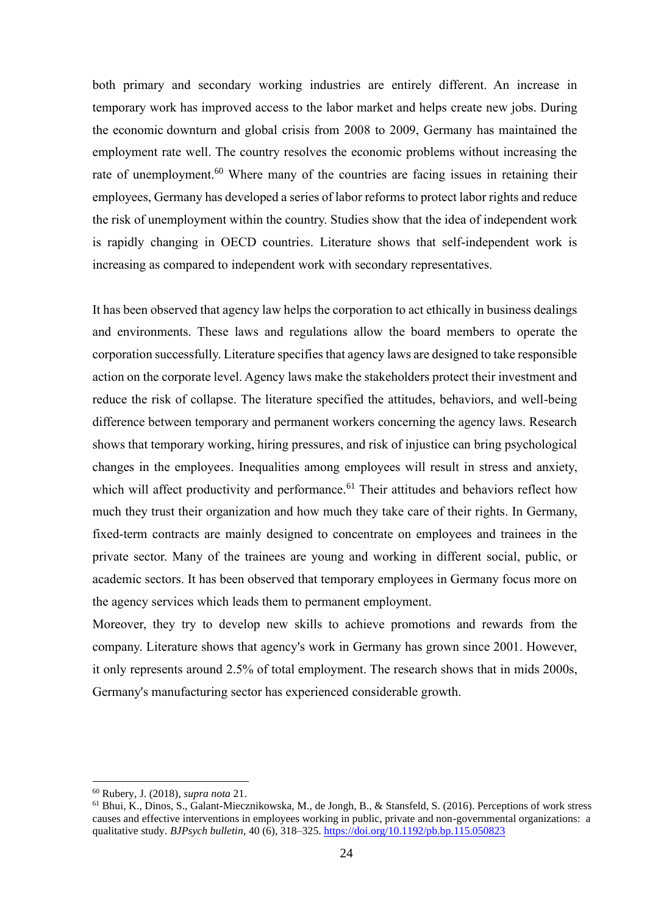both primary and secondary working industries are entirely different. An increase in temporary work has improved access to the labor market and helps create new jobs. During the economic downturn and global crisis from 2008 to 2009, Germany has maintained the employment rate well. The country resolves the economic problems without increasing the rate of unemployment.[60] Where many of the countries are facing issues in retaining their employees, Germany has developed a series of labor reforms to protect labor rights and reduce the risk of unemployment within the country. Studies show that the idea of independent work is rapidly changing in OECD countries. Literature shows that self-independent work is increasing as compared to independent work with secondary representatives.

It has been observed that agency law helps the corporation to act ethically in business dealings and environments. These laws and regulations allow the board members to operate the corporation successfully. Literature specifies that agency laws are designed to take responsible action on the corporate level. Agency laws make the stakeholders protect their investment and reduce the risk of collapse. The literature specified the attitudes, behaviors, and well-being difference between temporary and permanent workers concerning the agency laws. Research shows that temporary working, hiring pressures, and risk of injustice can bring psychological changes in the employees. Inequalities among employees will result in stress and anxiety, which will affect productivity and performance.[61] Their attitudes and behaviors reflect how much they trust their organization and how much they take care of their rights. In Germany, fixed-term contracts are mainly designed to concentrate on employees and trainees in the private sector. Many of the trainees are young and working in different social, public, or academic sectors. It has been observed that temporary employees in Germany focus more on the agency services which leads them to permanent employment.

Moreover, they try to develop new skills to achieve promotions and rewards from the company. Literature shows that agency's work in Germany has grown since 2001. However, it only represents around 2.5% of total employment. The research shows that in mids 2000s, Germany's manufacturing sector has experienced considerable growth.

---

[60] Rubery, J. (2018), *supra nota* 21.

[61] Bhui, K., Dinos, S., Galant-Miecznikowska, M., de Jongh, B., & Stansfeld, S. (2016). Perceptions of work stress causes and effective interventions in employees working in public, private and non-governmental organizations: a qualitative study. *BJPsych bulletin*, 40 (6), 318–325. https://doi.org/10.1192/pb.bp.115.050823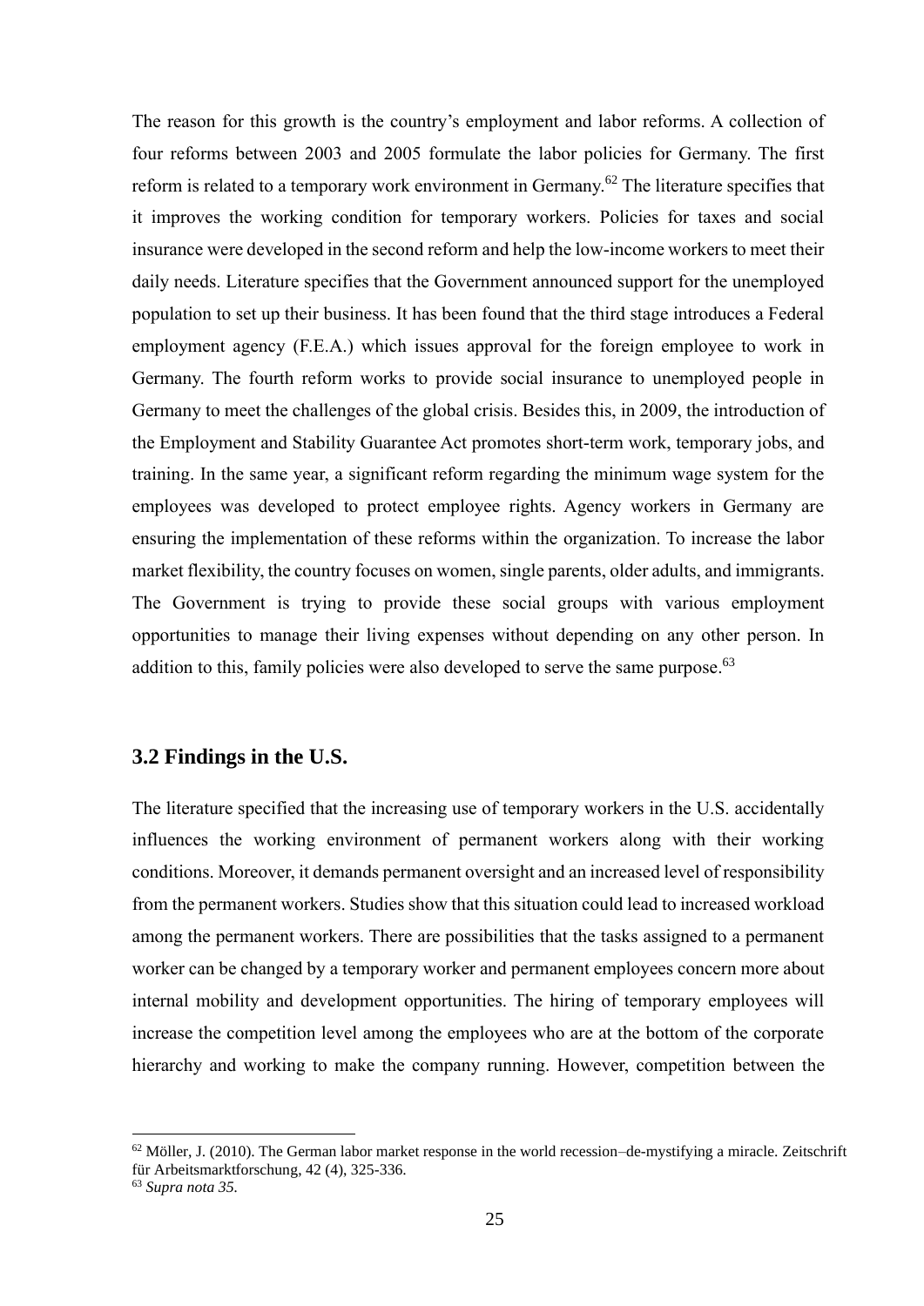The reason for this growth is the country's employment and labor reforms. A collection of four reforms between 2003 and 2005 formulate the labor policies for Germany. The first reform is related to a temporary work environment in Germany.[62] The literature specifies that it improves the working condition for temporary workers. Policies for taxes and social insurance were developed in the second reform and help the low-income workers to meet their daily needs. Literature specifies that the Government announced support for the unemployed population to set up their business. It has been found that the third stage introduces a Federal employment agency (F.E.A.) which issues approval for the foreign employee to work in Germany. The fourth reform works to provide social insurance to unemployed people in Germany to meet the challenges of the global crisis. Besides this, in 2009, the introduction of the Employment and Stability Guarantee Act promotes short-term work, temporary jobs, and training. In the same year, a significant reform regarding the minimum wage system for the employees was developed to protect employee rights. Agency workers in Germany are ensuring the implementation of these reforms within the organization. To increase the labor market flexibility, the country focuses on women, single parents, older adults, and immigrants. The Government is trying to provide these social groups with various employment opportunities to manage their living expenses without depending on any other person. In addition to this, family policies were also developed to serve the same purpose.[63]

## 3.2 Findings in the U.S.

The literature specified that the increasing use of temporary workers in the U.S. accidentally influences the working environment of permanent workers along with their working conditions. Moreover, it demands permanent oversight and an increased level of responsibility from the permanent workers. Studies show that this situation could lead to increased workload among the permanent workers. There are possibilities that the tasks assigned to a permanent worker can be changed by a temporary worker and permanent employees concern more about internal mobility and development opportunities. The hiring of temporary employees will increase the competition level among the employees who are at the bottom of the corporate hierarchy and working to make the company running. However, competition between the

---

[62] Möller, J. (2010). The German labor market response in the world recession–de-mystifying a miracle. Zeitschrift für Arbeitsmarktforschung, 42 (4), 325-336.

[63] *Supra nota 35.*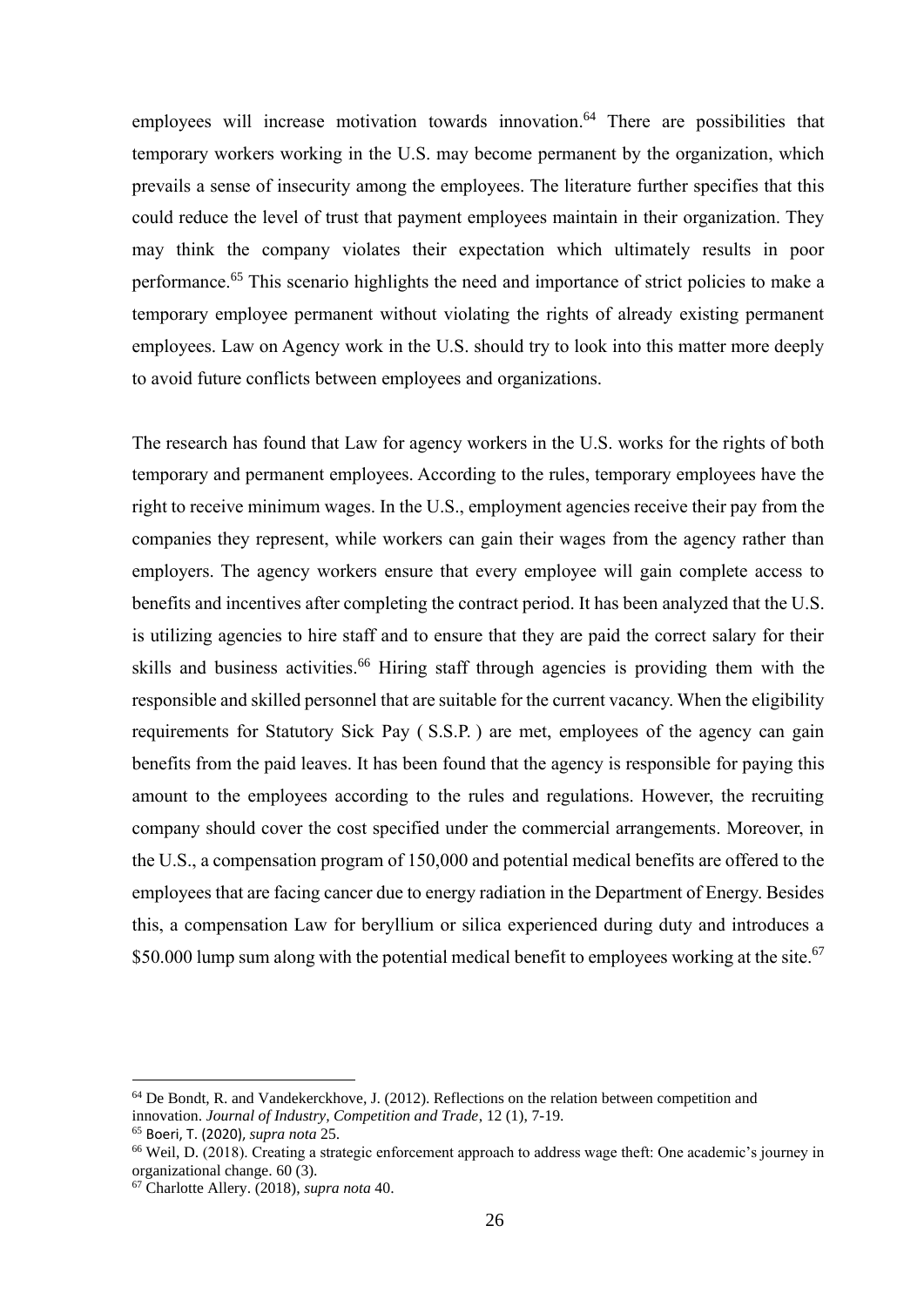employees will increase motivation towards innovation.[64] There are possibilities that temporary workers working in the U.S. may become permanent by the organization, which prevails a sense of insecurity among the employees. The literature further specifies that this could reduce the level of trust that payment employees maintain in their organization. They may think the company violates their expectation which ultimately results in poor performance.[65] This scenario highlights the need and importance of strict policies to make a temporary employee permanent without violating the rights of already existing permanent employees. Law on Agency work in the U.S. should try to look into this matter more deeply to avoid future conflicts between employees and organizations.

The research has found that Law for agency workers in the U.S. works for the rights of both temporary and permanent employees. According to the rules, temporary employees have the right to receive minimum wages. In the U.S., employment agencies receive their pay from the companies they represent, while workers can gain their wages from the agency rather than employers. The agency workers ensure that every employee will gain complete access to benefits and incentives after completing the contract period. It has been analyzed that the U.S. is utilizing agencies to hire staff and to ensure that they are paid the correct salary for their skills and business activities.[66] Hiring staff through agencies is providing them with the responsible and skilled personnel that are suitable for the current vacancy. When the eligibility requirements for Statutory Sick Pay ( S.S.P. ) are met, employees of the agency can gain benefits from the paid leaves. It has been found that the agency is responsible for paying this amount to the employees according to the rules and regulations. However, the recruiting company should cover the cost specified under the commercial arrangements. Moreover, in the U.S., a compensation program of 150,000 and potential medical benefits are offered to the employees that are facing cancer due to energy radiation in the Department of Energy. Besides this, a compensation Law for beryllium or silica experienced during duty and introduces a \$50.000 lump sum along with the potential medical benefit to employees working at the site.[67]

---

[64] De Bondt, R. and Vandekerckhove, J. (2012). Reflections on the relation between competition and innovation. *Journal of Industry, Competition and Trade*, 12 (1), 7-19.

[65] Boeri, T. (2020), *supra nota* 25.

[66] Weil, D. (2018). Creating a strategic enforcement approach to address wage theft: One academic's journey in organizational change. 60 (3).

[67] Charlotte Allery. (2018), *supra nota* 40.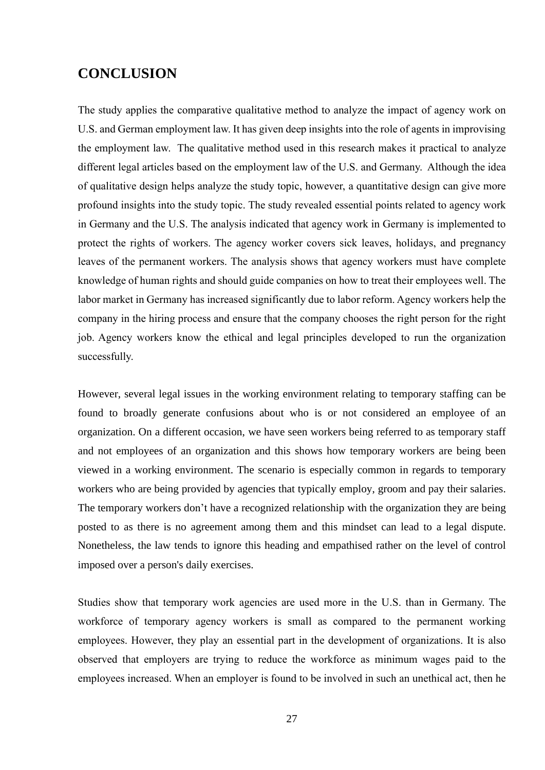# CONCLUSION

The study applies the comparative qualitative method to analyze the impact of agency work on U.S. and German employment law. It has given deep insights into the role of agents in improvising the employment law. The qualitative method used in this research makes it practical to analyze different legal articles based on the employment law of the U.S. and Germany. Although the idea of qualitative design helps analyze the study topic, however, a quantitative design can give more profound insights into the study topic. The study revealed essential points related to agency work in Germany and the U.S. The analysis indicated that agency work in Germany is implemented to protect the rights of workers. The agency worker covers sick leaves, holidays, and pregnancy leaves of the permanent workers. The analysis shows that agency workers must have complete knowledge of human rights and should guide companies on how to treat their employees well. The labor market in Germany has increased significantly due to labor reform. Agency workers help the company in the hiring process and ensure that the company chooses the right person for the right job. Agency workers know the ethical and legal principles developed to run the organization successfully.

However, several legal issues in the working environment relating to temporary staffing can be found to broadly generate confusions about who is or not considered an employee of an organization. On a different occasion, we have seen workers being referred to as temporary staff and not employees of an organization and this shows how temporary workers are being been viewed in a working environment. The scenario is especially common in regards to temporary workers who are being provided by agencies that typically employ, groom and pay their salaries. The temporary workers don't have a recognized relationship with the organization they are being posted to as there is no agreement among them and this mindset can lead to a legal dispute. Nonetheless, the law tends to ignore this heading and empathised rather on the level of control imposed over a person's daily exercises.

Studies show that temporary work agencies are used more in the U.S. than in Germany. The workforce of temporary agency workers is small as compared to the permanent working employees. However, they play an essential part in the development of organizations. It is also observed that employers are trying to reduce the workforce as minimum wages paid to the employees increased. When an employer is found to be involved in such an unethical act, then he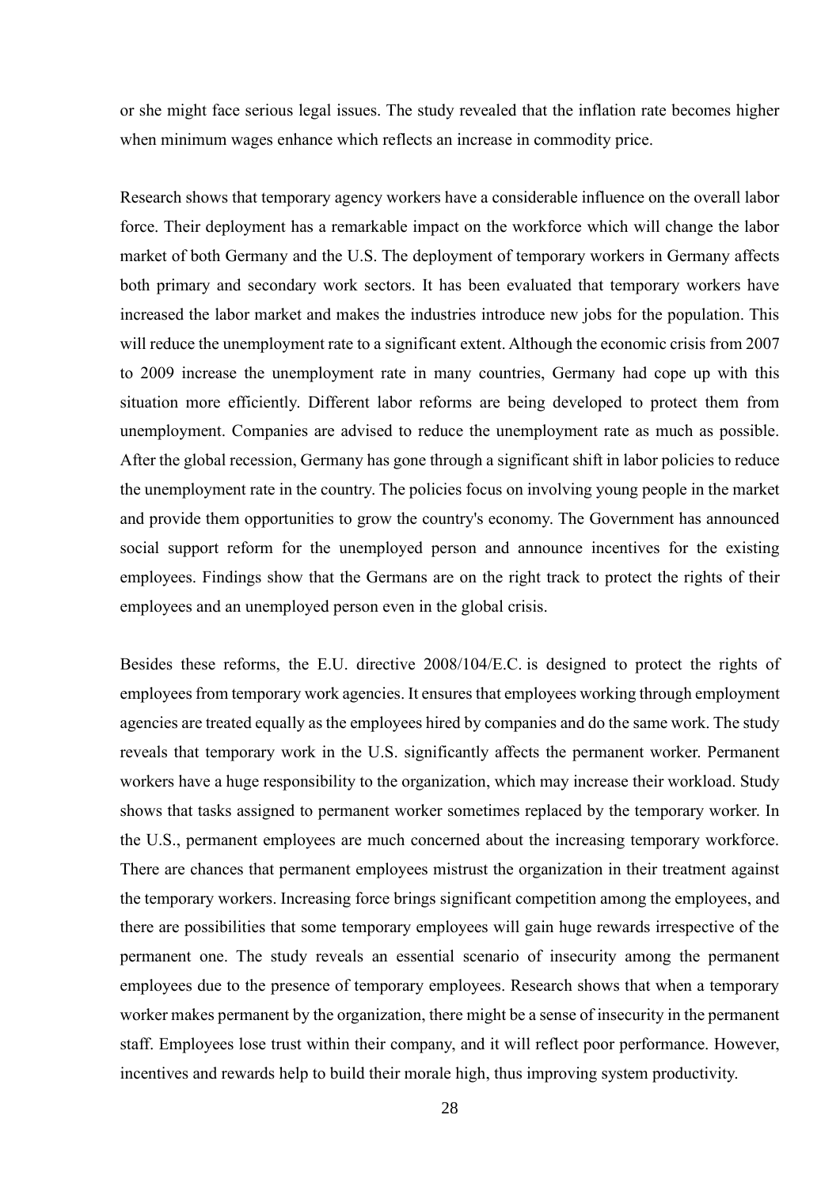or she might face serious legal issues. The study revealed that the inflation rate becomes higher when minimum wages enhance which reflects an increase in commodity price.

Research shows that temporary agency workers have a considerable influence on the overall labor force. Their deployment has a remarkable impact on the workforce which will change the labor market of both Germany and the U.S. The deployment of temporary workers in Germany affects both primary and secondary work sectors. It has been evaluated that temporary workers have increased the labor market and makes the industries introduce new jobs for the population. This will reduce the unemployment rate to a significant extent. Although the economic crisis from 2007 to 2009 increase the unemployment rate in many countries, Germany had cope up with this situation more efficiently. Different labor reforms are being developed to protect them from unemployment. Companies are advised to reduce the unemployment rate as much as possible. After the global recession, Germany has gone through a significant shift in labor policies to reduce the unemployment rate in the country. The policies focus on involving young people in the market and provide them opportunities to grow the country's economy. The Government has announced social support reform for the unemployed person and announce incentives for the existing employees. Findings show that the Germans are on the right track to protect the rights of their employees and an unemployed person even in the global crisis.

Besides these reforms, the E.U. directive 2008/104/E.C. is designed to protect the rights of employees from temporary work agencies. It ensures that employees working through employment agencies are treated equally as the employees hired by companies and do the same work. The study reveals that temporary work in the U.S. significantly affects the permanent worker. Permanent workers have a huge responsibility to the organization, which may increase their workload. Study shows that tasks assigned to permanent worker sometimes replaced by the temporary worker. In the U.S., permanent employees are much concerned about the increasing temporary workforce. There are chances that permanent employees mistrust the organization in their treatment against the temporary workers. Increasing force brings significant competition among the employees, and there are possibilities that some temporary employees will gain huge rewards irrespective of the permanent one. The study reveals an essential scenario of insecurity among the permanent employees due to the presence of temporary employees. Research shows that when a temporary worker makes permanent by the organization, there might be a sense of insecurity in the permanent staff. Employees lose trust within their company, and it will reflect poor performance. However, incentives and rewards help to build their morale high, thus improving system productivity.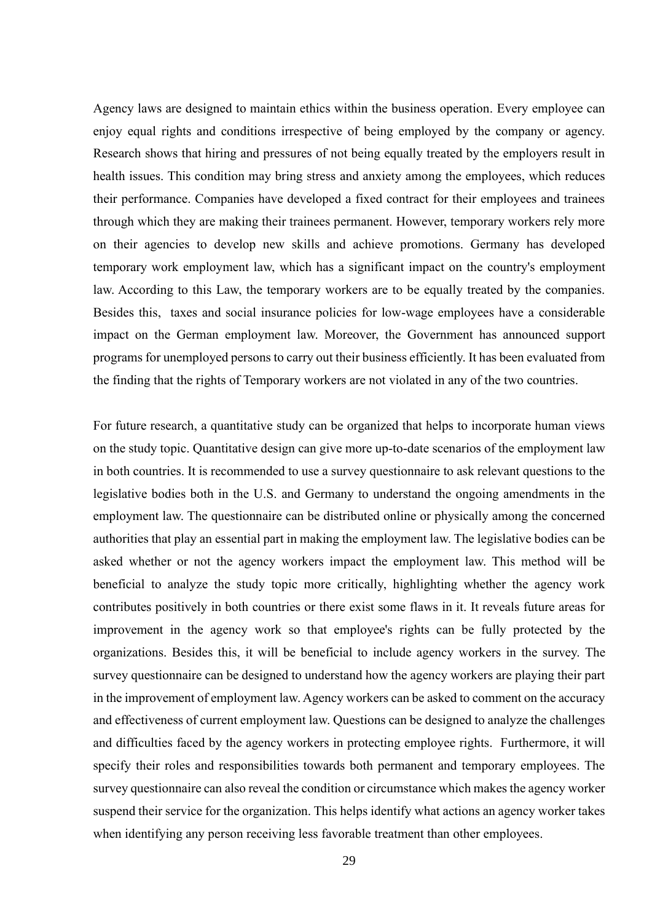Agency laws are designed to maintain ethics within the business operation. Every employee can enjoy equal rights and conditions irrespective of being employed by the company or agency. Research shows that hiring and pressures of not being equally treated by the employers result in health issues. This condition may bring stress and anxiety among the employees, which reduces their performance. Companies have developed a fixed contract for their employees and trainees through which they are making their trainees permanent. However, temporary workers rely more on their agencies to develop new skills and achieve promotions. Germany has developed temporary work employment law, which has a significant impact on the country's employment law. According to this Law, the temporary workers are to be equally treated by the companies. Besides this, taxes and social insurance policies for low-wage employees have a considerable impact on the German employment law. Moreover, the Government has announced support programs for unemployed persons to carry out their business efficiently. It has been evaluated from the finding that the rights of Temporary workers are not violated in any of the two countries.

For future research, a quantitative study can be organized that helps to incorporate human views on the study topic. Quantitative design can give more up-to-date scenarios of the employment law in both countries. It is recommended to use a survey questionnaire to ask relevant questions to the legislative bodies both in the U.S. and Germany to understand the ongoing amendments in the employment law. The questionnaire can be distributed online or physically among the concerned authorities that play an essential part in making the employment law. The legislative bodies can be asked whether or not the agency workers impact the employment law. This method will be beneficial to analyze the study topic more critically, highlighting whether the agency work contributes positively in both countries or there exist some flaws in it. It reveals future areas for improvement in the agency work so that employee's rights can be fully protected by the organizations. Besides this, it will be beneficial to include agency workers in the survey. The survey questionnaire can be designed to understand how the agency workers are playing their part in the improvement of employment law. Agency workers can be asked to comment on the accuracy and effectiveness of current employment law. Questions can be designed to analyze the challenges and difficulties faced by the agency workers in protecting employee rights. Furthermore, it will specify their roles and responsibilities towards both permanent and temporary employees. The survey questionnaire can also reveal the condition or circumstance which makes the agency worker suspend their service for the organization. This helps identify what actions an agency worker takes when identifying any person receiving less favorable treatment than other employees.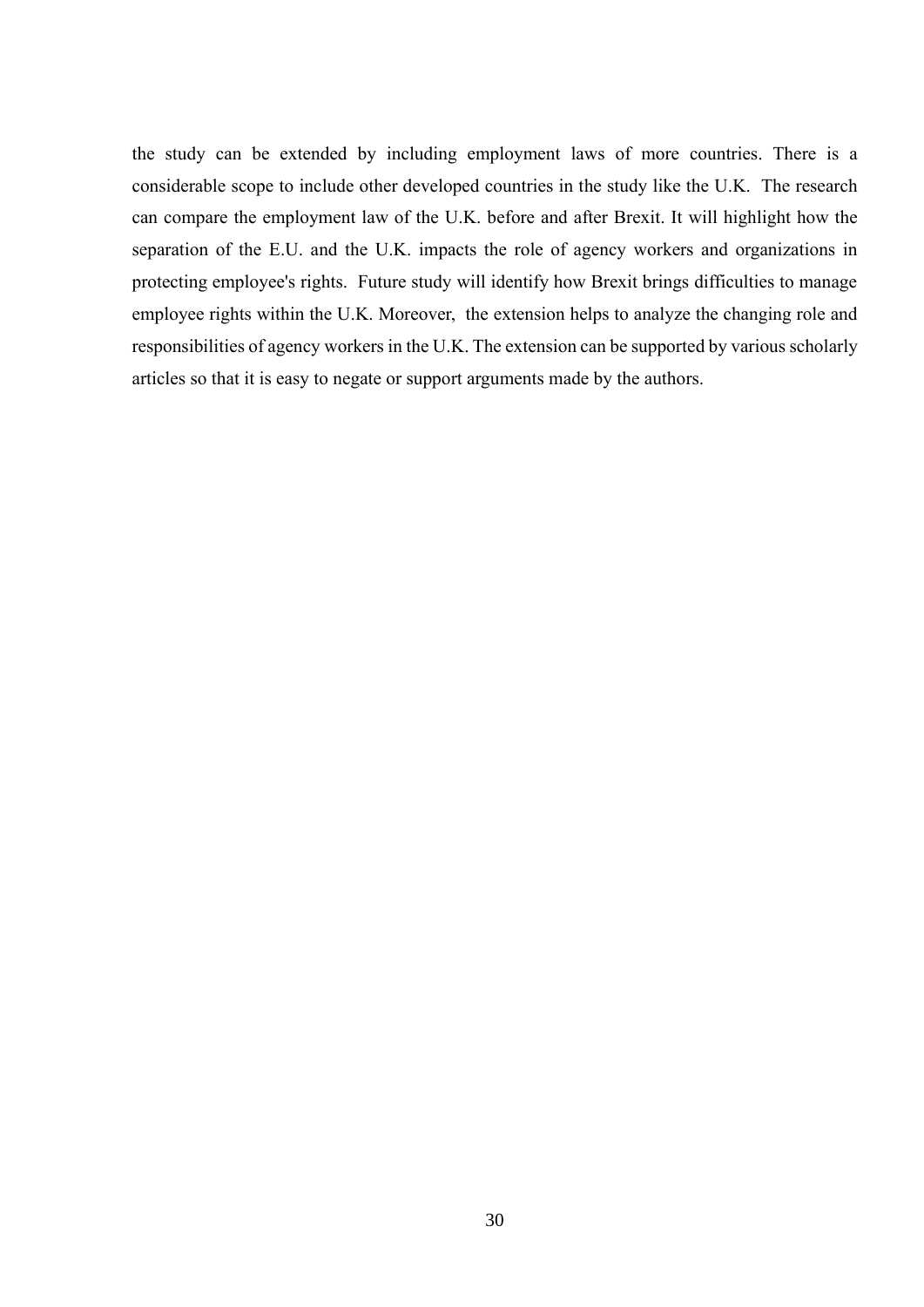the study can be extended by including employment laws of more countries. There is a considerable scope to include other developed countries in the study like the U.K. The research can compare the employment law of the U.K. before and after Brexit. It will highlight how the separation of the E.U. and the U.K. impacts the role of agency workers and organizations in protecting employee's rights. Future study will identify how Brexit brings difficulties to manage employee rights within the U.K. Moreover, the extension helps to analyze the changing role and responsibilities of agency workers in the U.K. The extension can be supported by various scholarly articles so that it is easy to negate or support arguments made by the authors.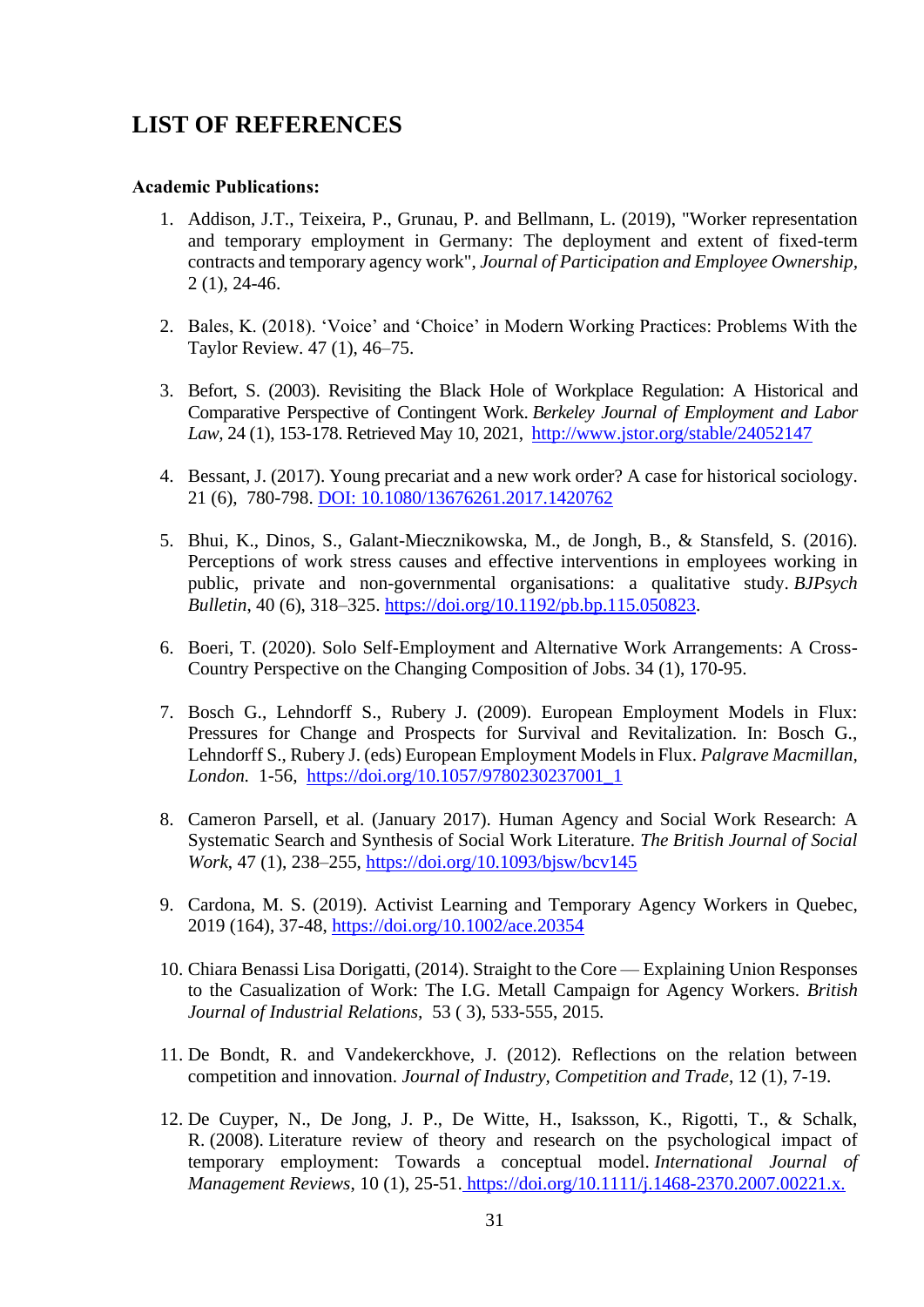# LIST OF REFERENCES

**Academic Publications:**

1. Addison, J.T., Teixeira, P., Grunau, P. and Bellmann, L. (2019), "Worker representation and temporary employment in Germany: The deployment and extent of fixed-term contracts and temporary agency work", *Journal of Participation and Employee Ownership*, 2 (1), 24-46.

2. Bales, K. (2018). 'Voice' and 'Choice' in Modern Working Practices: Problems With the Taylor Review. 47 (1), 46–75.

3. Befort, S. (2003). Revisiting the Black Hole of Workplace Regulation: A Historical and Comparative Perspective of Contingent Work. *Berkeley Journal of Employment and Labor Law*, 24 (1), 153-178. Retrieved May 10, 2021, http://www.jstor.org/stable/24052147

4. Bessant, J. (2017). Young precariat and a new work order? A case for historical sociology. 21 (6), 780-798. DOI: 10.1080/13676261.2017.1420762

5. Bhui, K., Dinos, S., Galant-Miecznikowska, M., de Jongh, B., & Stansfeld, S. (2016). Perceptions of work stress causes and effective interventions in employees working in public, private and non-governmental organisations: a qualitative study. *BJPsych Bulletin*, 40 (6), 318–325. https://doi.org/10.1192/pb.bp.115.050823.

6. Boeri, T. (2020). Solo Self-Employment and Alternative Work Arrangements: A Cross-Country Perspective on the Changing Composition of Jobs. 34 (1), 170-95.

7. Bosch G., Lehndorff S., Rubery J. (2009). European Employment Models in Flux: Pressures for Change and Prospects for Survival and Revitalization. In: Bosch G., Lehndorff S., Rubery J. (eds) European Employment Models in Flux. *Palgrave Macmillan, London.* 1-56, https://doi.org/10.1057/9780230237001_1

8. Cameron Parsell, et al. (January 2017). Human Agency and Social Work Research: A Systematic Search and Synthesis of Social Work Literature. *The British Journal of Social Work*, 47 (1), 238–255, https://doi.org/10.1093/bjsw/bcv145

9. Cardona, M. S. (2019). Activist Learning and Temporary Agency Workers in Quebec, 2019 (164), 37-48, https://doi.org/10.1002/ace.20354

10. Chiara Benassi Lisa Dorigatti, (2014). Straight to the Core — Explaining Union Responses to the Casualization of Work: The I.G. Metall Campaign for Agency Workers. *British Journal of Industrial Relations*, 53 ( 3), 533-555, 2015.

11. De Bondt, R. and Vandekerckhove, J. (2012). Reflections on the relation between competition and innovation. *Journal of Industry, Competition and Trade*, 12 (1), 7-19.

12. De Cuyper, N., De Jong, J. P., De Witte, H., Isaksson, K., Rigotti, T., & Schalk, R. (2008). Literature review of theory and research on the psychological impact of temporary employment: Towards a conceptual model. *International Journal of Management Reviews*, 10 (1), 25-51. https://doi.org/10.1111/j.1468-2370.2007.00221.x.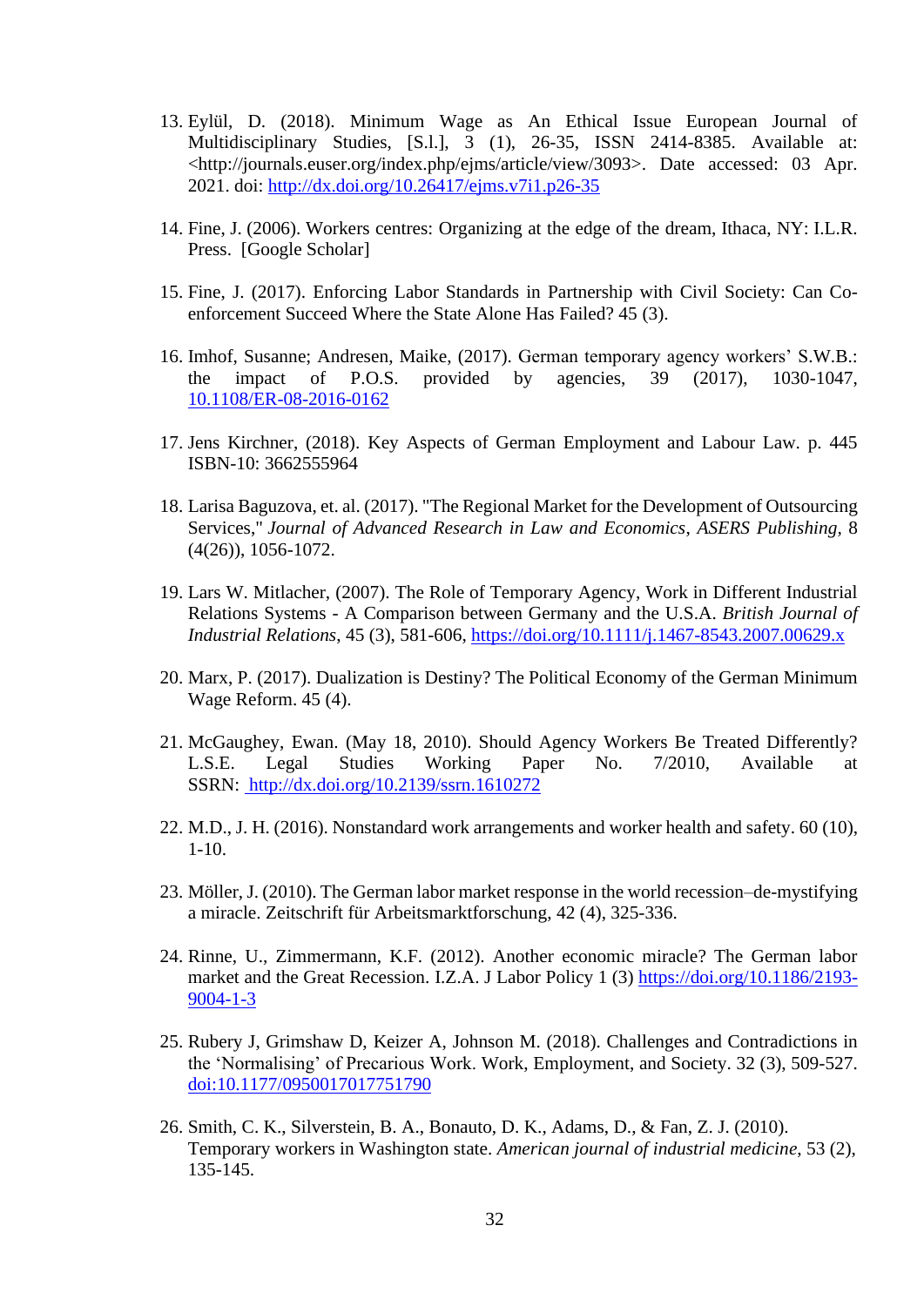13. Eylül, D. (2018). Minimum Wage as An Ethical Issue European Journal of Multidisciplinary Studies, [S.l.], 3 (1), 26-35, ISSN 2414-8385. Available at: <http://journals.euser.org/index.php/ejms/article/view/3093>. Date accessed: 03 Apr. 2021. doi: http://dx.doi.org/10.26417/ejms.v7i1.p26-35

14. Fine, J. (2006). Workers centres: Organizing at the edge of the dream, Ithaca, NY: I.L.R. Press. [Google Scholar]

15. Fine, J. (2017). Enforcing Labor Standards in Partnership with Civil Society: Can Co-enforcement Succeed Where the State Alone Has Failed? 45 (3).

16. Imhof, Susanne; Andresen, Maike, (2017). German temporary agency workers' S.W.B.: the impact of P.O.S. provided by agencies, 39 (2017), 1030-1047, 10.1108/ER-08-2016-0162

17. Jens Kirchner, (2018). Key Aspects of German Employment and Labour Law. p. 445 ISBN-10: 3662555964

18. Larisa Baguzova, et. al. (2017). "The Regional Market for the Development of Outsourcing Services," *Journal of Advanced Research in Law and Economics*, *ASERS Publishing*, 8 (4(26)), 1056-1072.

19. Lars W. Mitlacher, (2007). The Role of Temporary Agency, Work in Different Industrial Relations Systems - A Comparison between Germany and the U.S.A. *British Journal of Industrial Relations*, 45 (3), 581-606, https://doi.org/10.1111/j.1467-8543.2007.00629.x

20. Marx, P. (2017). Dualization is Destiny? The Political Economy of the German Minimum Wage Reform. 45 (4).

21. McGaughey, Ewan. (May 18, 2010). Should Agency Workers Be Treated Differently? L.S.E. Legal Studies Working Paper No. 7/2010, Available at SSRN: http://dx.doi.org/10.2139/ssrn.1610272

22. M.D., J. H. (2016). Nonstandard work arrangements and worker health and safety. 60 (10), 1-10.

23. Möller, J. (2010). The German labor market response in the world recession–de-mystifying a miracle. Zeitschrift für Arbeitsmarktforschung, 42 (4), 325-336.

24. Rinne, U., Zimmermann, K.F. (2012). Another economic miracle? The German labor market and the Great Recession. I.Z.A. J Labor Policy 1 (3) https://doi.org/10.1186/2193-9004-1-3

25. Rubery J, Grimshaw D, Keizer A, Johnson M. (2018). Challenges and Contradictions in the 'Normalising' of Precarious Work. Work, Employment, and Society. 32 (3), 509-527. doi:10.1177/0950017017751790

26. Smith, C. K., Silverstein, B. A., Bonauto, D. K., Adams, D., & Fan, Z. J. (2010). Temporary workers in Washington state. *American journal of industrial medicine*, 53 (2), 135-145.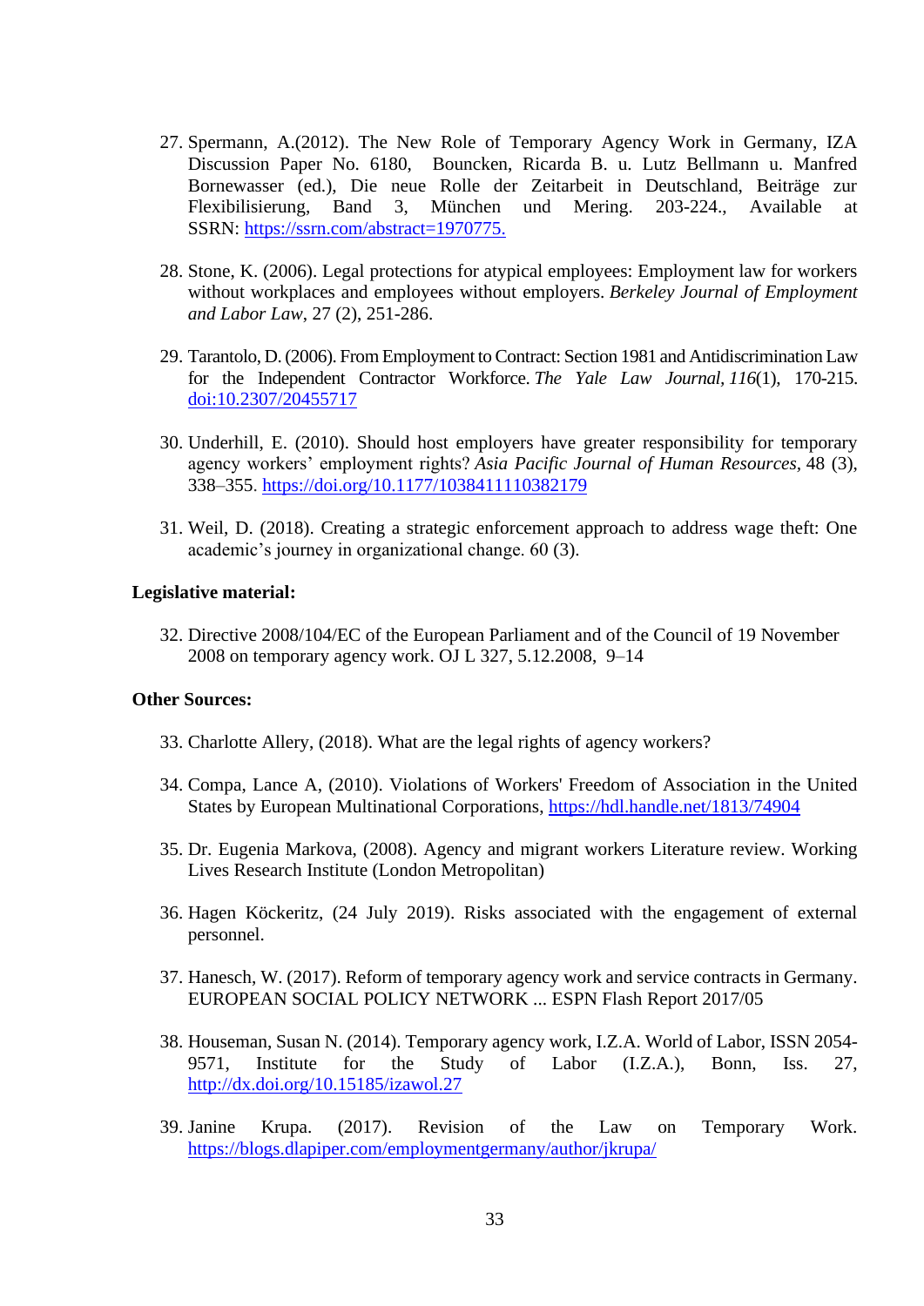27. Spermann, A.(2012). The New Role of Temporary Agency Work in Germany, IZA Discussion Paper No. 6180, Bouncken, Ricarda B. u. Lutz Bellmann u. Manfred Bornewasser (ed.), Die neue Rolle der Zeitarbeit in Deutschland, Beiträge zur Flexibilisierung, Band 3, München und Mering. 203-224., Available at SSRN: https://ssrn.com/abstract=1970775.

28. Stone, K. (2006). Legal protections for atypical employees: Employment law for workers without workplaces and employees without employers. *Berkeley Journal of Employment and Labor Law*, 27 (2), 251-286.

29. Tarantolo, D. (2006). From Employment to Contract: Section 1981 and Antidiscrimination Law for the Independent Contractor Workforce. *The Yale Law Journal*, *116*(1), 170-215. doi:10.2307/20455717

30. Underhill, E. (2010). Should host employers have greater responsibility for temporary agency workers' employment rights? *Asia Pacific Journal of Human Resources*, 48 (3), 338–355. https://doi.org/10.1177/1038411110382179

31. Weil, D. (2018). Creating a strategic enforcement approach to address wage theft: One academic's journey in organizational change. 60 (3).

**Legislative material:**

32. Directive 2008/104/EC of the European Parliament and of the Council of 19 November 2008 on temporary agency work. OJ L 327, 5.12.2008, 9–14

**Other Sources:**

33. Charlotte Allery, (2018). What are the legal rights of agency workers?

34. Compa, Lance A, (2010). Violations of Workers' Freedom of Association in the United States by European Multinational Corporations, https://hdl.handle.net/1813/74904

35. Dr. Eugenia Markova, (2008). Agency and migrant workers Literature review. Working Lives Research Institute (London Metropolitan)

36. Hagen Köckeritz, (24 July 2019). Risks associated with the engagement of external personnel.

37. Hanesch, W. (2017). Reform of temporary agency work and service contracts in Germany. EUROPEAN SOCIAL POLICY NETWORK ... ESPN Flash Report 2017/05

38. Houseman, Susan N. (2014). Temporary agency work, I.Z.A. World of Labor, ISSN 2054-9571, Institute for the Study of Labor (I.Z.A.), Bonn, Iss. 27, http://dx.doi.org/10.15185/izawol.27

39. Janine Krupa. (2017). Revision of the Law on Temporary Work. https://blogs.dlapiper.com/employmentgermany/author/jkrupa/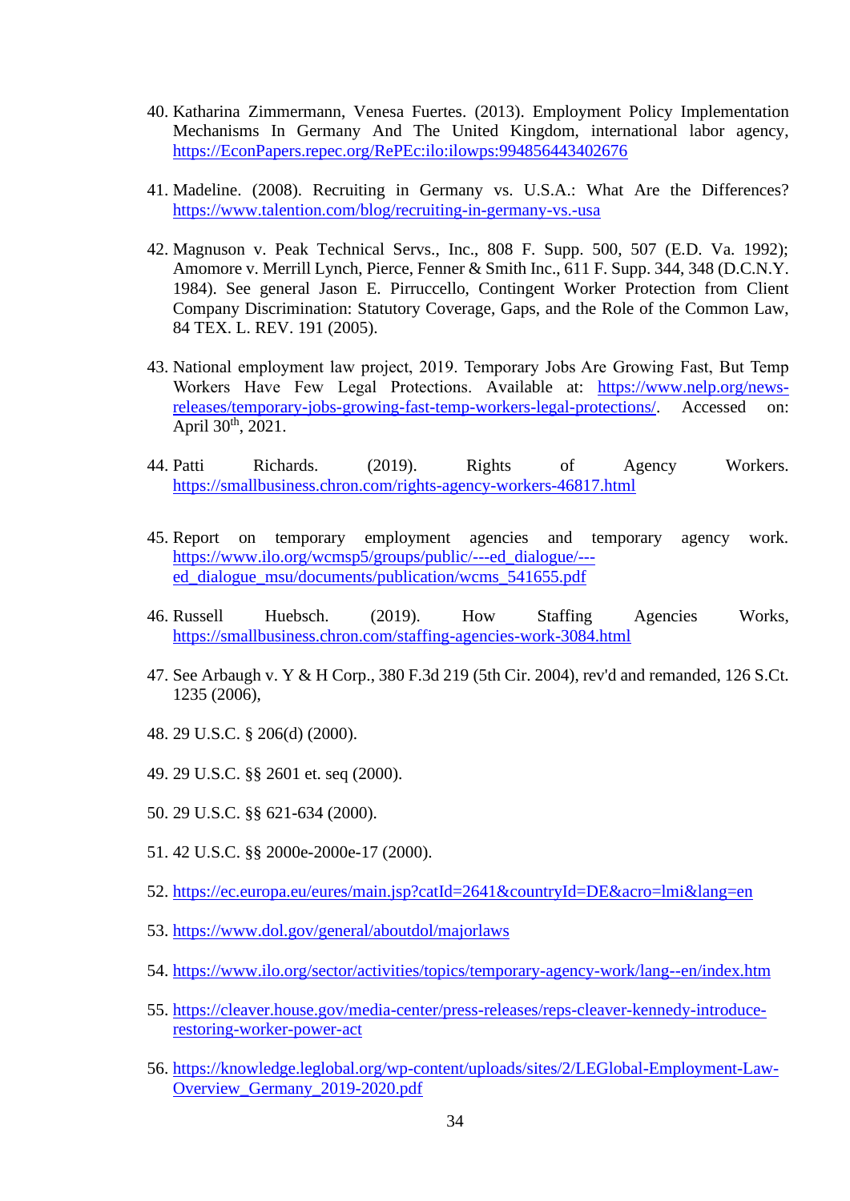40. Katharina Zimmermann, Venesa Fuertes. (2013). Employment Policy Implementation Mechanisms In Germany And The United Kingdom, international labor agency, https://EconPapers.repec.org/RePEc:ilo:ilowps:994856443402676

41. Madeline. (2008). Recruiting in Germany vs. U.S.A.: What Are the Differences? https://www.talention.com/blog/recruiting-in-germany-vs.-usa

42. Magnuson v. Peak Technical Servs., Inc., 808 F. Supp. 500, 507 (E.D. Va. 1992); Amomore v. Merrill Lynch, Pierce, Fenner & Smith Inc., 611 F. Supp. 344, 348 (D.C.N.Y. 1984). See general Jason E. Pirruccello, Contingent Worker Protection from Client Company Discrimination: Statutory Coverage, Gaps, and the Role of the Common Law, 84 TEX. L. REV. 191 (2005).

43. National employment law project, 2019. Temporary Jobs Are Growing Fast, But Temp Workers Have Few Legal Protections. Available at: https://www.nelp.org/news-releases/temporary-jobs-growing-fast-temp-workers-legal-protections/. Accessed on: April 30th, 2021.

44. Patti Richards. (2019). Rights of Agency Workers. https://smallbusiness.chron.com/rights-agency-workers-46817.html

45. Report on temporary employment agencies and temporary agency work. https://www.ilo.org/wcmsp5/groups/public/---ed_dialogue/---ed_dialogue_msu/documents/publication/wcms_541655.pdf

46. Russell Huebsch. (2019). How Staffing Agencies Works, https://smallbusiness.chron.com/staffing-agencies-work-3084.html

47. See Arbaugh v. Y & H Corp., 380 F.3d 219 (5th Cir. 2004), rev'd and remanded, 126 S.Ct. 1235 (2006),

48. 29 U.S.C. § 206(d) (2000).

49. 29 U.S.C. §§ 2601 et. seq (2000).

50. 29 U.S.C. §§ 621-634 (2000).

51. 42 U.S.C. §§ 2000e-2000e-17 (2000).

52. https://ec.europa.eu/eures/main.jsp?catId=2641&countryId=DE&acro=lmi&lang=en

53. https://www.dol.gov/general/aboutdol/majorlaws

54. https://www.ilo.org/sector/activities/topics/temporary-agency-work/lang--en/index.htm

55. https://cleaver.house.gov/media-center/press-releases/reps-cleaver-kennedy-introduce-restoring-worker-power-act

56. https://knowledge.leglobal.org/wp-content/uploads/sites/2/LEGlobal-Employment-Law-Overview_Germany_2019-2020.pdf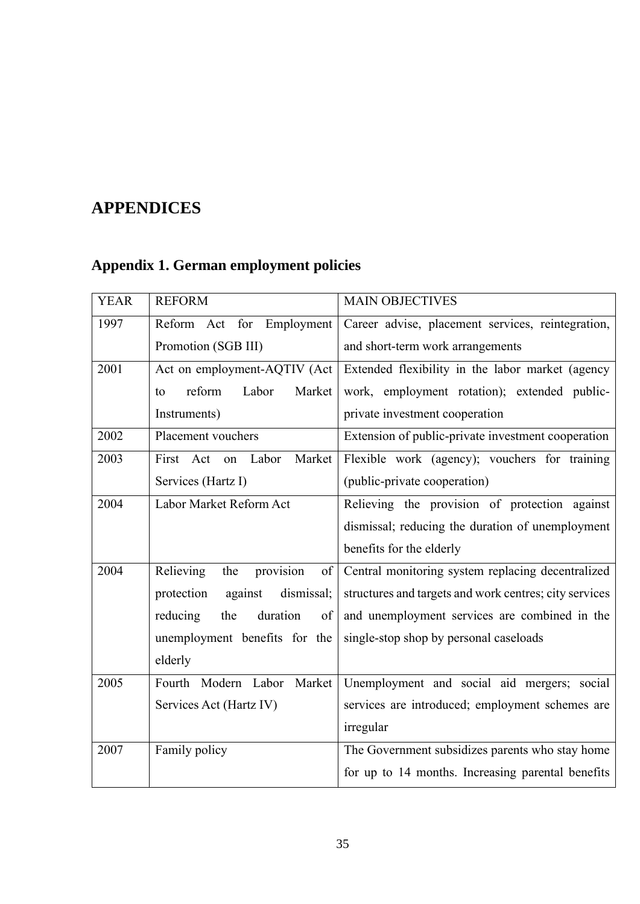# APPENDICES

## Appendix 1. German employment policies

| YEAR | REFORM | MAIN OBJECTIVES |
|---|---|---|
| 1997 | Reform Act for Employment Promotion (SGB III) | Career advise, placement services, reintegration, and short-term work arrangements |
| 2001 | Act on employment-AQTIV (Act to reform Labor Market Instruments) | Extended flexibility in the labor market (agency work, employment rotation); extended public-private investment cooperation |
| 2002 | Placement vouchers | Extension of public-private investment cooperation |
| 2003 | First Act on Labor Market Services (Hartz I) | Flexible work (agency); vouchers for training (public-private cooperation) |
| 2004 | Labor Market Reform Act | Relieving the provision of protection against dismissal; reducing the duration of unemployment benefits for the elderly |
| 2004 | Relieving the provision of protection against dismissal; reducing the duration of unemployment benefits for the elderly | Central monitoring system replacing decentralized structures and targets and work centres; city services and unemployment services are combined in the single-stop shop by personal caseloads |
| 2005 | Fourth Modern Labor Market Services Act (Hartz IV) | Unemployment and social aid mergers; social services are introduced; employment schemes are irregular |
| 2007 | Family policy | The Government subsidizes parents who stay home for up to 14 months. Increasing parental benefits |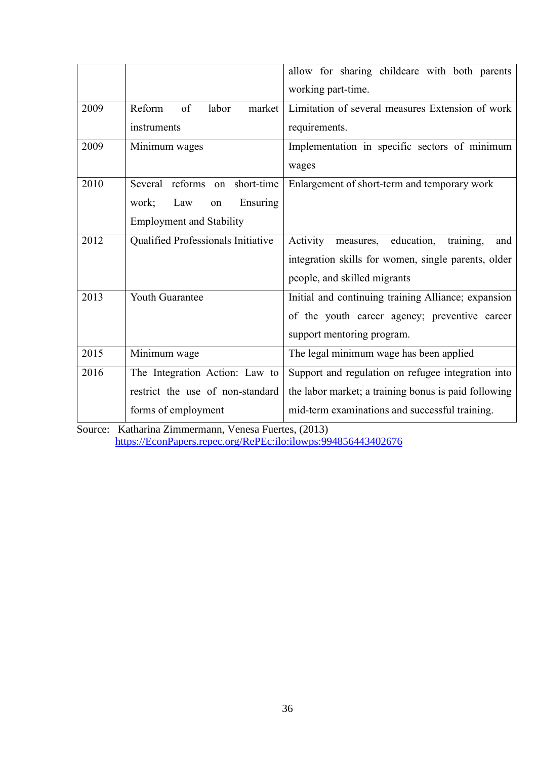| | | |
|---|---|---|
| | | allow for sharing childcare with both parents working part-time. |
| 2009 | Reform of labor market instruments | Limitation of several measures Extension of work requirements. |
| 2009 | Minimum wages | Implementation in specific sectors of minimum wages |
| 2010 | Several reforms on short-time work; Law on Ensuring Employment and Stability | Enlargement of short-term and temporary work |
| 2012 | Qualified Professionals Initiative | Activity measures, education, training, and integration skills for women, single parents, older people, and skilled migrants |
| 2013 | Youth Guarantee | Initial and continuing training Alliance; expansion of the youth career agency; preventive career support mentoring program. |
| 2015 | Minimum wage | The legal minimum wage has been applied |
| 2016 | The Integration Action: Law to restrict the use of non-standard forms of employment | Support and regulation on refugee integration into the labor market; a training bonus is paid following mid-term examinations and successful training. |

Source: Katharina Zimmermann, Venesa Fuertes, (2013) https://EconPapers.repec.org/RePEc:ilo:ilowps:994856443402676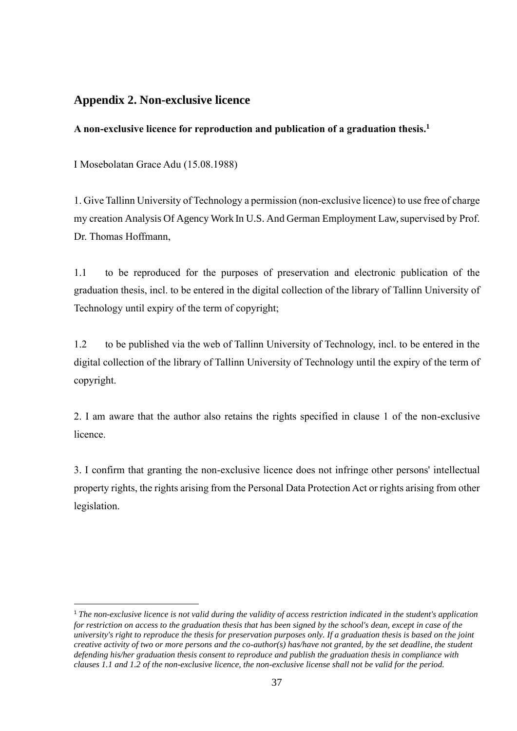## Appendix 2. Non-exclusive licence

**A non-exclusive licence for reproduction and publication of a graduation thesis.**[1]

I Mosebolatan Grace Adu (15.08.1988)

1. Give Tallinn University of Technology a permission (non-exclusive licence) to use free of charge my creation Analysis Of Agency Work In U.S. And German Employment Law, supervised by Prof. Dr. Thomas Hoffmann,

1.1 to be reproduced for the purposes of preservation and electronic publication of the graduation thesis, incl. to be entered in the digital collection of the library of Tallinn University of Technology until expiry of the term of copyright;

1.2 to be published via the web of Tallinn University of Technology, incl. to be entered in the digital collection of the library of Tallinn University of Technology until the expiry of the term of copyright.

2. I am aware that the author also retains the rights specified in clause 1 of the non-exclusive licence.

3. I confirm that granting the non-exclusive licence does not infringe other persons' intellectual property rights, the rights arising from the Personal Data Protection Act or rights arising from other legislation.

---

[1] *The non-exclusive licence is not valid during the validity of access restriction indicated in the student's application for restriction on access to the graduation thesis that has been signed by the school's dean, except in case of the university's right to reproduce the thesis for preservation purposes only. If a graduation thesis is based on the joint creative activity of two or more persons and the co-author(s) has/have not granted, by the set deadline, the student defending his/her graduation thesis consent to reproduce and publish the graduation thesis in compliance with clauses 1.1 and 1.2 of the non-exclusive licence, the non-exclusive license shall not be valid for the period.*